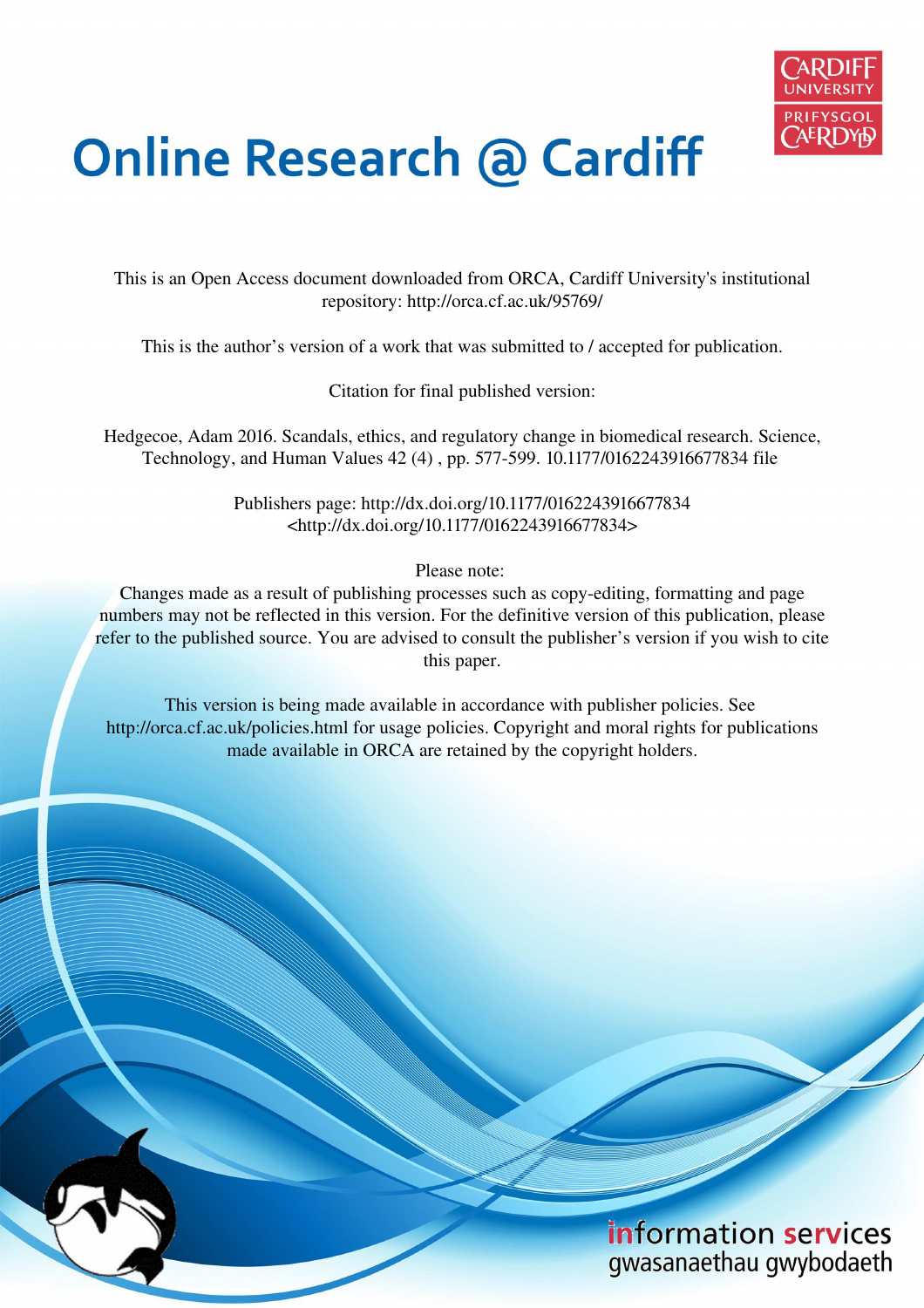# Online Research @ Cardiff

This is an Open Access document downloaded from ORCA, Cardiff University's institutional repository: http://orca.cf.ac.uk/95769/

This is the author's version of a work that was submitted to / accepted for publication.

Citation for final published version:

Hedgecoe, Adam 2016. Scandals, ethics, and regulatory change in biomedical research. Science, Technology, and Human Values 42 (4) , pp. 577-599. 10.1177/0162243916677834 file

Publishers page: http://dx.doi.org/10.1177/0162243916677834 <http://dx.doi.org/10.1177/0162243916677834>

Please note:
Changes made as a result of publishing processes such as copy-editing, formatting and page numbers may not be reflected in this version. For the definitive version of this publication, please refer to the published source. You are advised to consult the publisher's version if you wish to cite this paper.

This version is being made available in accordance with publisher policies. See http://orca.cf.ac.uk/policies.html for usage policies. Copyright and moral rights for publications made available in ORCA are retained by the copyright holders.

information services
gwasanaethau gwybodaeth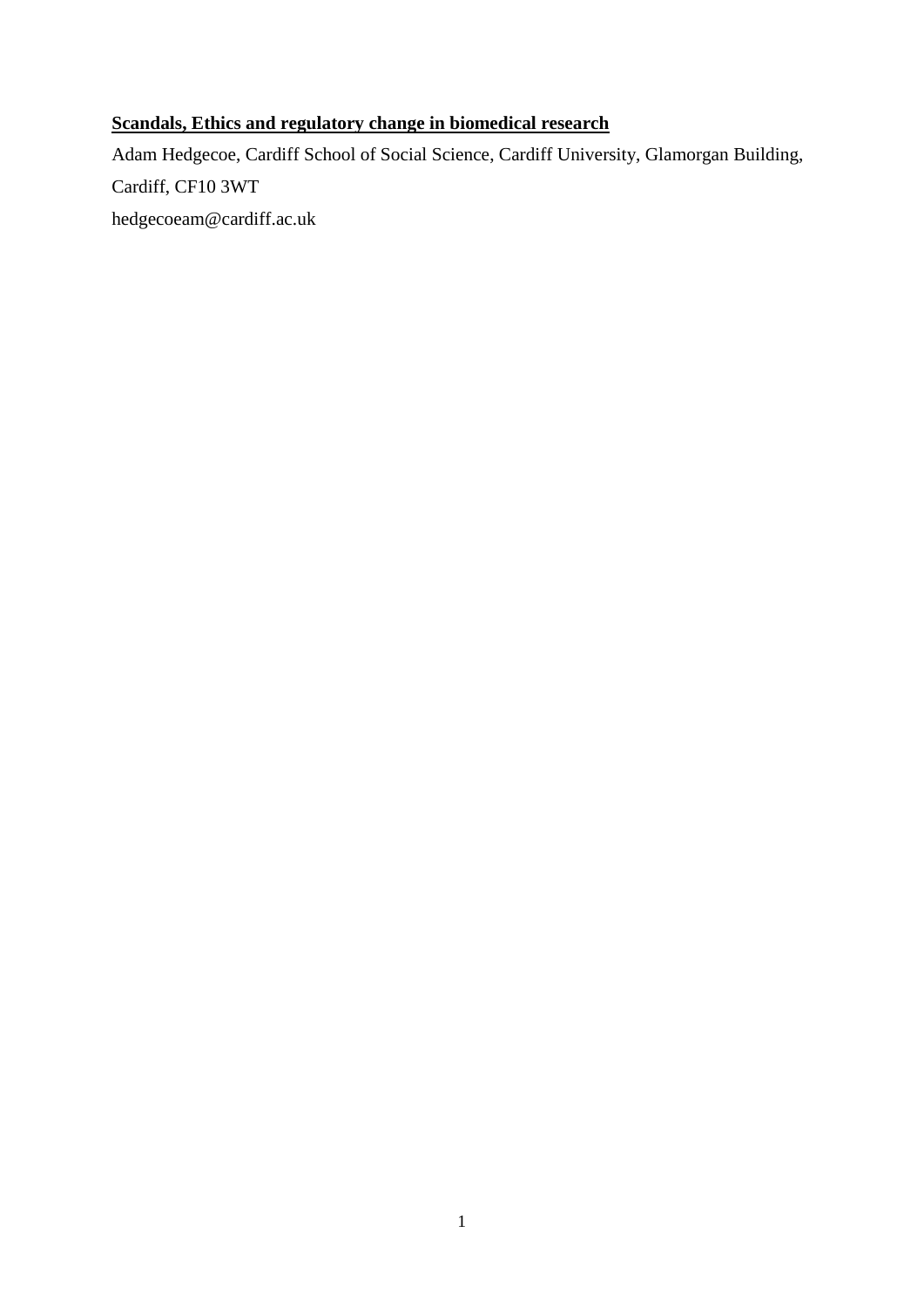**Scandals, Ethics and regulatory change in biomedical research**

Adam Hedgecoe, Cardiff School of Social Science, Cardiff University, Glamorgan Building, Cardiff, CF10 3WT

hedgecoeam@cardiff.ac.uk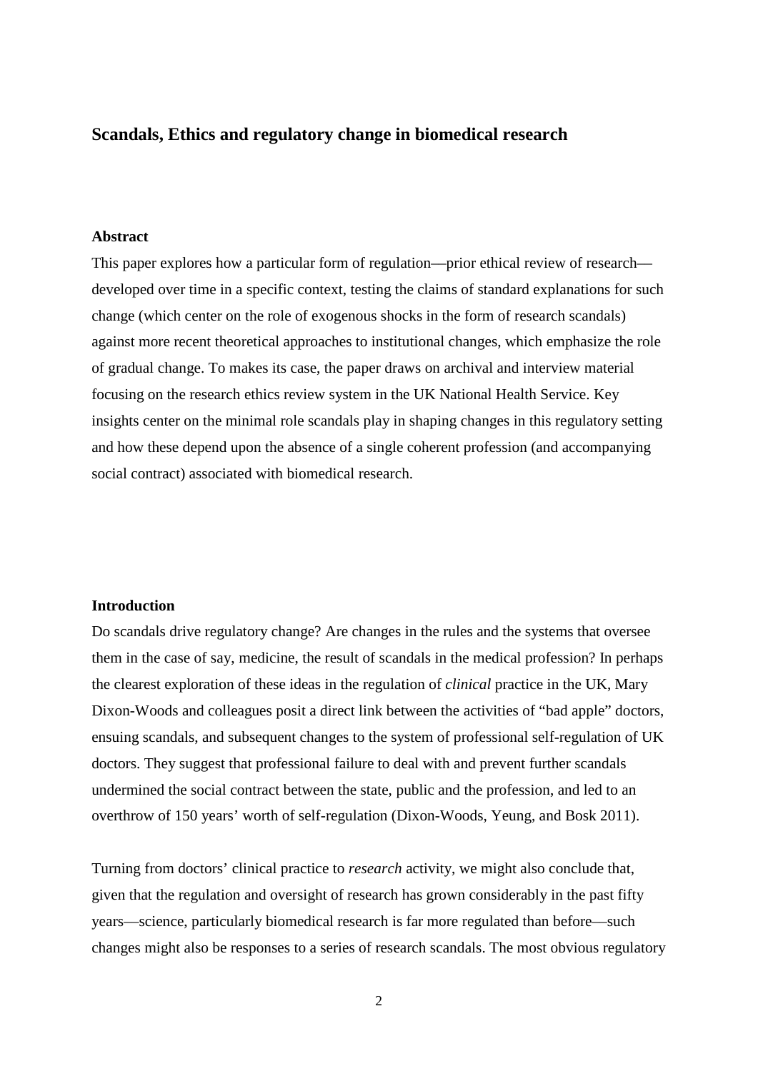## Scandals, Ethics and regulatory change in biomedical research

### Abstract

This paper explores how a particular form of regulation—prior ethical review of research—developed over time in a specific context, testing the claims of standard explanations for such change (which center on the role of exogenous shocks in the form of research scandals) against more recent theoretical approaches to institutional changes, which emphasize the role of gradual change. To makes its case, the paper draws on archival and interview material focusing on the research ethics review system in the UK National Health Service. Key insights center on the minimal role scandals play in shaping changes in this regulatory setting and how these depend upon the absence of a single coherent profession (and accompanying social contract) associated with biomedical research.

### Introduction

Do scandals drive regulatory change? Are changes in the rules and the systems that oversee them in the case of say, medicine, the result of scandals in the medical profession? In perhaps the clearest exploration of these ideas in the regulation of *clinical* practice in the UK, Mary Dixon-Woods and colleagues posit a direct link between the activities of "bad apple" doctors, ensuing scandals, and subsequent changes to the system of professional self-regulation of UK doctors. They suggest that professional failure to deal with and prevent further scandals undermined the social contract between the state, public and the profession, and led to an overthrow of 150 years' worth of self-regulation (Dixon-Woods, Yeung, and Bosk 2011).

Turning from doctors' clinical practice to *research* activity, we might also conclude that, given that the regulation and oversight of research has grown considerably in the past fifty years—science, particularly biomedical research is far more regulated than before—such changes might also be responses to a series of research scandals. The most obvious regulatory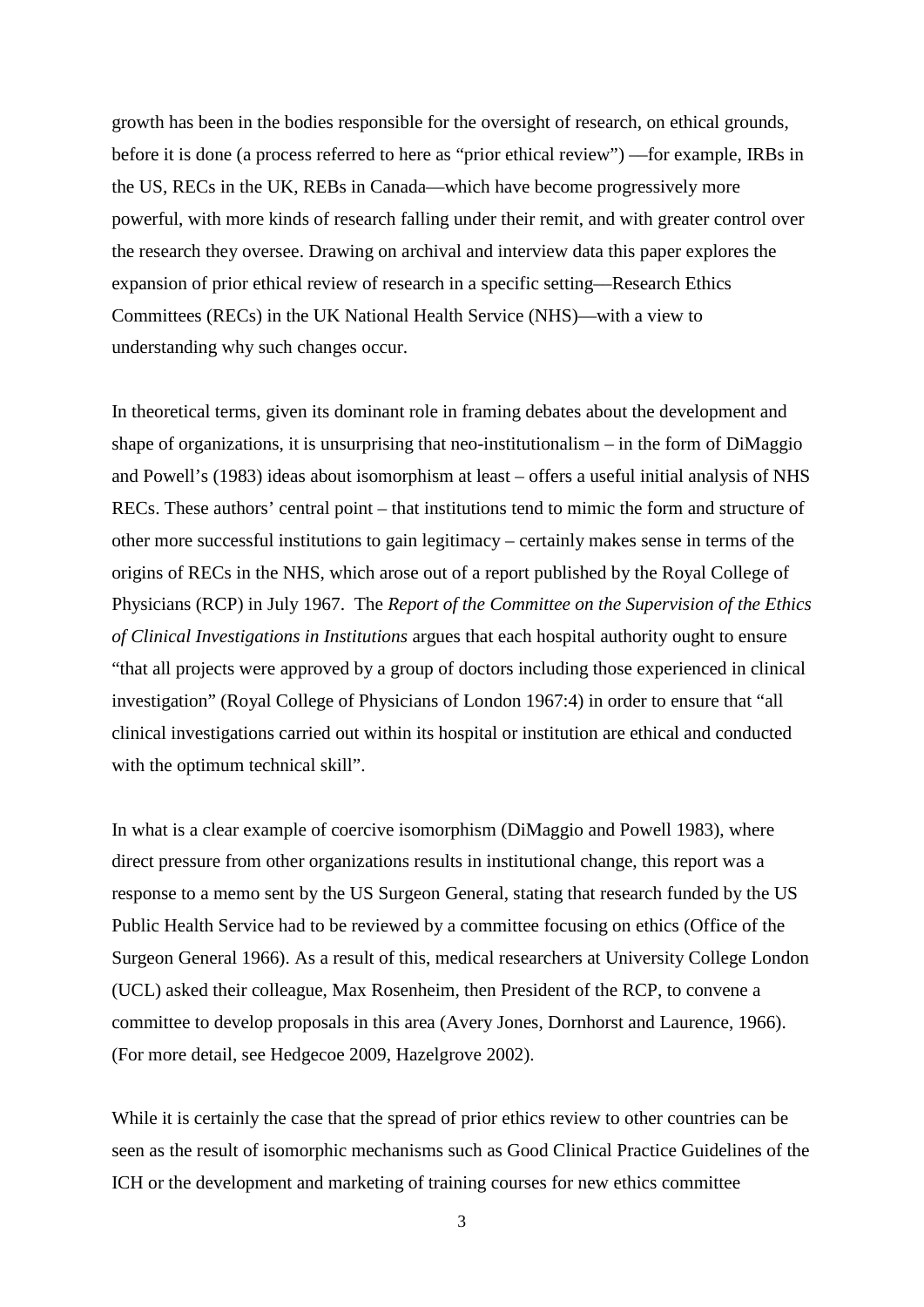growth has been in the bodies responsible for the oversight of research, on ethical grounds, before it is done (a process referred to here as "prior ethical review") —for example, IRBs in the US, RECs in the UK, REBs in Canada—which have become progressively more powerful, with more kinds of research falling under their remit, and with greater control over the research they oversee. Drawing on archival and interview data this paper explores the expansion of prior ethical review of research in a specific setting—Research Ethics Committees (RECs) in the UK National Health Service (NHS)—with a view to understanding why such changes occur.

In theoretical terms, given its dominant role in framing debates about the development and shape of organizations, it is unsurprising that neo-institutionalism – in the form of DiMaggio and Powell's (1983) ideas about isomorphism at least – offers a useful initial analysis of NHS RECs. These authors' central point – that institutions tend to mimic the form and structure of other more successful institutions to gain legitimacy – certainly makes sense in terms of the origins of RECs in the NHS, which arose out of a report published by the Royal College of Physicians (RCP) in July 1967. The *Report of the Committee on the Supervision of the Ethics of Clinical Investigations in Institutions* argues that each hospital authority ought to ensure "that all projects were approved by a group of doctors including those experienced in clinical investigation" (Royal College of Physicians of London 1967:4) in order to ensure that "all clinical investigations carried out within its hospital or institution are ethical and conducted with the optimum technical skill".

In what is a clear example of coercive isomorphism (DiMaggio and Powell 1983), where direct pressure from other organizations results in institutional change, this report was a response to a memo sent by the US Surgeon General, stating that research funded by the US Public Health Service had to be reviewed by a committee focusing on ethics (Office of the Surgeon General 1966). As a result of this, medical researchers at University College London (UCL) asked their colleague, Max Rosenheim, then President of the RCP, to convene a committee to develop proposals in this area (Avery Jones, Dornhorst and Laurence, 1966). (For more detail, see Hedgecoe 2009, Hazelgrove 2002).

While it is certainly the case that the spread of prior ethics review to other countries can be seen as the result of isomorphic mechanisms such as Good Clinical Practice Guidelines of the ICH or the development and marketing of training courses for new ethics committee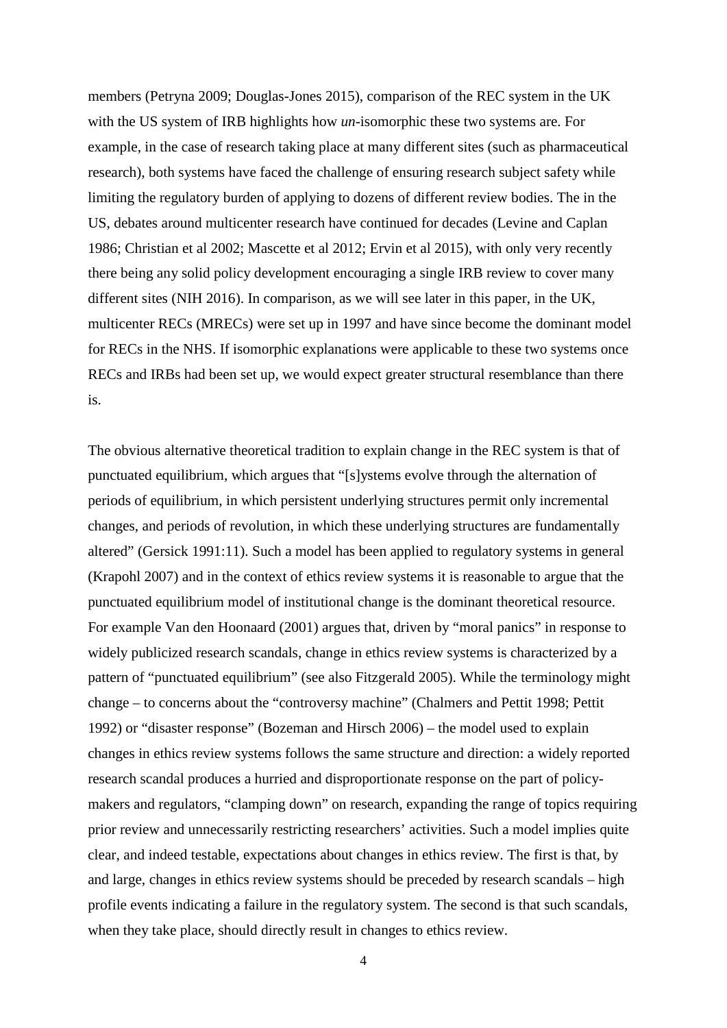members (Petryna 2009; Douglas-Jones 2015), comparison of the REC system in the UK with the US system of IRB highlights how *un*-isomorphic these two systems are. For example, in the case of research taking place at many different sites (such as pharmaceutical research), both systems have faced the challenge of ensuring research subject safety while limiting the regulatory burden of applying to dozens of different review bodies. The in the US, debates around multicenter research have continued for decades (Levine and Caplan 1986; Christian et al 2002; Mascette et al 2012; Ervin et al 2015), with only very recently there being any solid policy development encouraging a single IRB review to cover many different sites (NIH 2016). In comparison, as we will see later in this paper, in the UK, multicenter RECs (MRECs) were set up in 1997 and have since become the dominant model for RECs in the NHS. If isomorphic explanations were applicable to these two systems once RECs and IRBs had been set up, we would expect greater structural resemblance than there is.

The obvious alternative theoretical tradition to explain change in the REC system is that of punctuated equilibrium, which argues that "[s]ystems evolve through the alternation of periods of equilibrium, in which persistent underlying structures permit only incremental changes, and periods of revolution, in which these underlying structures are fundamentally altered" (Gersick 1991:11). Such a model has been applied to regulatory systems in general (Krapohl 2007) and in the context of ethics review systems it is reasonable to argue that the punctuated equilibrium model of institutional change is the dominant theoretical resource. For example Van den Hoonaard (2001) argues that, driven by "moral panics" in response to widely publicized research scandals, change in ethics review systems is characterized by a pattern of "punctuated equilibrium" (see also Fitzgerald 2005). While the terminology might change – to concerns about the "controversy machine" (Chalmers and Pettit 1998; Pettit 1992) or "disaster response" (Bozeman and Hirsch 2006) – the model used to explain changes in ethics review systems follows the same structure and direction: a widely reported research scandal produces a hurried and disproportionate response on the part of policy-makers and regulators, "clamping down" on research, expanding the range of topics requiring prior review and unnecessarily restricting researchers' activities. Such a model implies quite clear, and indeed testable, expectations about changes in ethics review. The first is that, by and large, changes in ethics review systems should be preceded by research scandals – high profile events indicating a failure in the regulatory system. The second is that such scandals, when they take place, should directly result in changes to ethics review.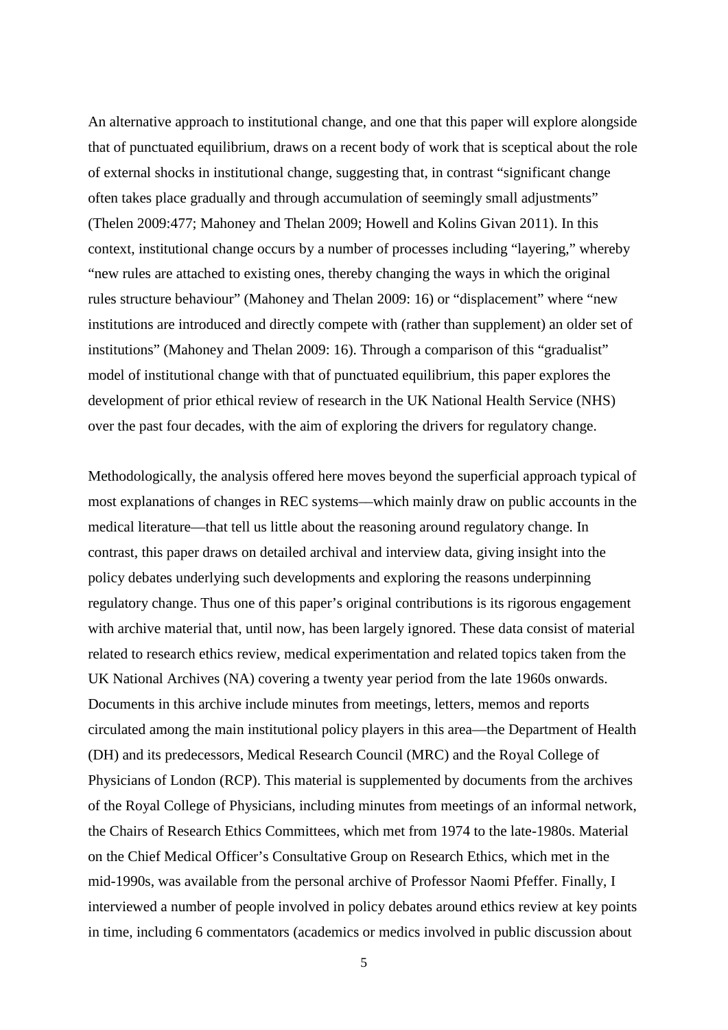An alternative approach to institutional change, and one that this paper will explore alongside that of punctuated equilibrium, draws on a recent body of work that is sceptical about the role of external shocks in institutional change, suggesting that, in contrast "significant change often takes place gradually and through accumulation of seemingly small adjustments" (Thelen 2009:477; Mahoney and Thelan 2009; Howell and Kolins Givan 2011). In this context, institutional change occurs by a number of processes including "layering," whereby "new rules are attached to existing ones, thereby changing the ways in which the original rules structure behaviour" (Mahoney and Thelan 2009: 16) or "displacement" where "new institutions are introduced and directly compete with (rather than supplement) an older set of institutions" (Mahoney and Thelan 2009: 16). Through a comparison of this "gradualist" model of institutional change with that of punctuated equilibrium, this paper explores the development of prior ethical review of research in the UK National Health Service (NHS) over the past four decades, with the aim of exploring the drivers for regulatory change.

Methodologically, the analysis offered here moves beyond the superficial approach typical of most explanations of changes in REC systems—which mainly draw on public accounts in the medical literature—that tell us little about the reasoning around regulatory change. In contrast, this paper draws on detailed archival and interview data, giving insight into the policy debates underlying such developments and exploring the reasons underpinning regulatory change. Thus one of this paper's original contributions is its rigorous engagement with archive material that, until now, has been largely ignored. These data consist of material related to research ethics review, medical experimentation and related topics taken from the UK National Archives (NA) covering a twenty year period from the late 1960s onwards. Documents in this archive include minutes from meetings, letters, memos and reports circulated among the main institutional policy players in this area—the Department of Health (DH) and its predecessors, Medical Research Council (MRC) and the Royal College of Physicians of London (RCP). This material is supplemented by documents from the archives of the Royal College of Physicians, including minutes from meetings of an informal network, the Chairs of Research Ethics Committees, which met from 1974 to the late-1980s. Material on the Chief Medical Officer's Consultative Group on Research Ethics, which met in the mid-1990s, was available from the personal archive of Professor Naomi Pfeffer. Finally, I interviewed a number of people involved in policy debates around ethics review at key points in time, including 6 commentators (academics or medics involved in public discussion about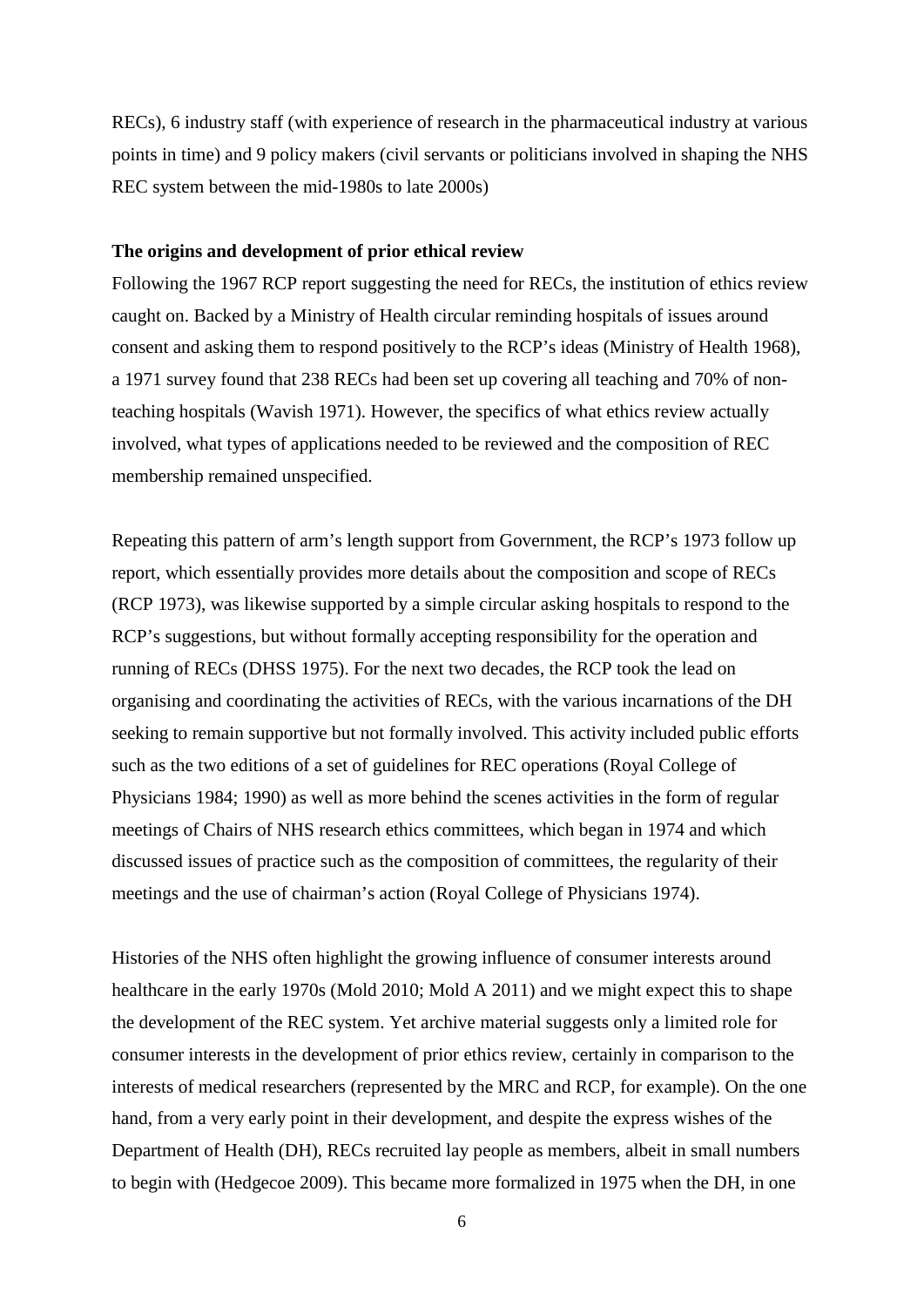RECs), 6 industry staff (with experience of research in the pharmaceutical industry at various points in time) and 9 policy makers (civil servants or politicians involved in shaping the NHS REC system between the mid-1980s to late 2000s)

**The origins and development of prior ethical review**

Following the 1967 RCP report suggesting the need for RECs, the institution of ethics review caught on. Backed by a Ministry of Health circular reminding hospitals of issues around consent and asking them to respond positively to the RCP's ideas (Ministry of Health 1968), a 1971 survey found that 238 RECs had been set up covering all teaching and 70% of non-teaching hospitals (Wavish 1971). However, the specifics of what ethics review actually involved, what types of applications needed to be reviewed and the composition of REC membership remained unspecified.

Repeating this pattern of arm's length support from Government, the RCP's 1973 follow up report, which essentially provides more details about the composition and scope of RECs (RCP 1973), was likewise supported by a simple circular asking hospitals to respond to the RCP's suggestions, but without formally accepting responsibility for the operation and running of RECs (DHSS 1975). For the next two decades, the RCP took the lead on organising and coordinating the activities of RECs, with the various incarnations of the DH seeking to remain supportive but not formally involved. This activity included public efforts such as the two editions of a set of guidelines for REC operations (Royal College of Physicians 1984; 1990) as well as more behind the scenes activities in the form of regular meetings of Chairs of NHS research ethics committees, which began in 1974 and which discussed issues of practice such as the composition of committees, the regularity of their meetings and the use of chairman's action (Royal College of Physicians 1974).

Histories of the NHS often highlight the growing influence of consumer interests around healthcare in the early 1970s (Mold 2010; Mold A 2011) and we might expect this to shape the development of the REC system. Yet archive material suggests only a limited role for consumer interests in the development of prior ethics review, certainly in comparison to the interests of medical researchers (represented by the MRC and RCP, for example). On the one hand, from a very early point in their development, and despite the express wishes of the Department of Health (DH), RECs recruited lay people as members, albeit in small numbers to begin with (Hedgecoe 2009). This became more formalized in 1975 when the DH, in one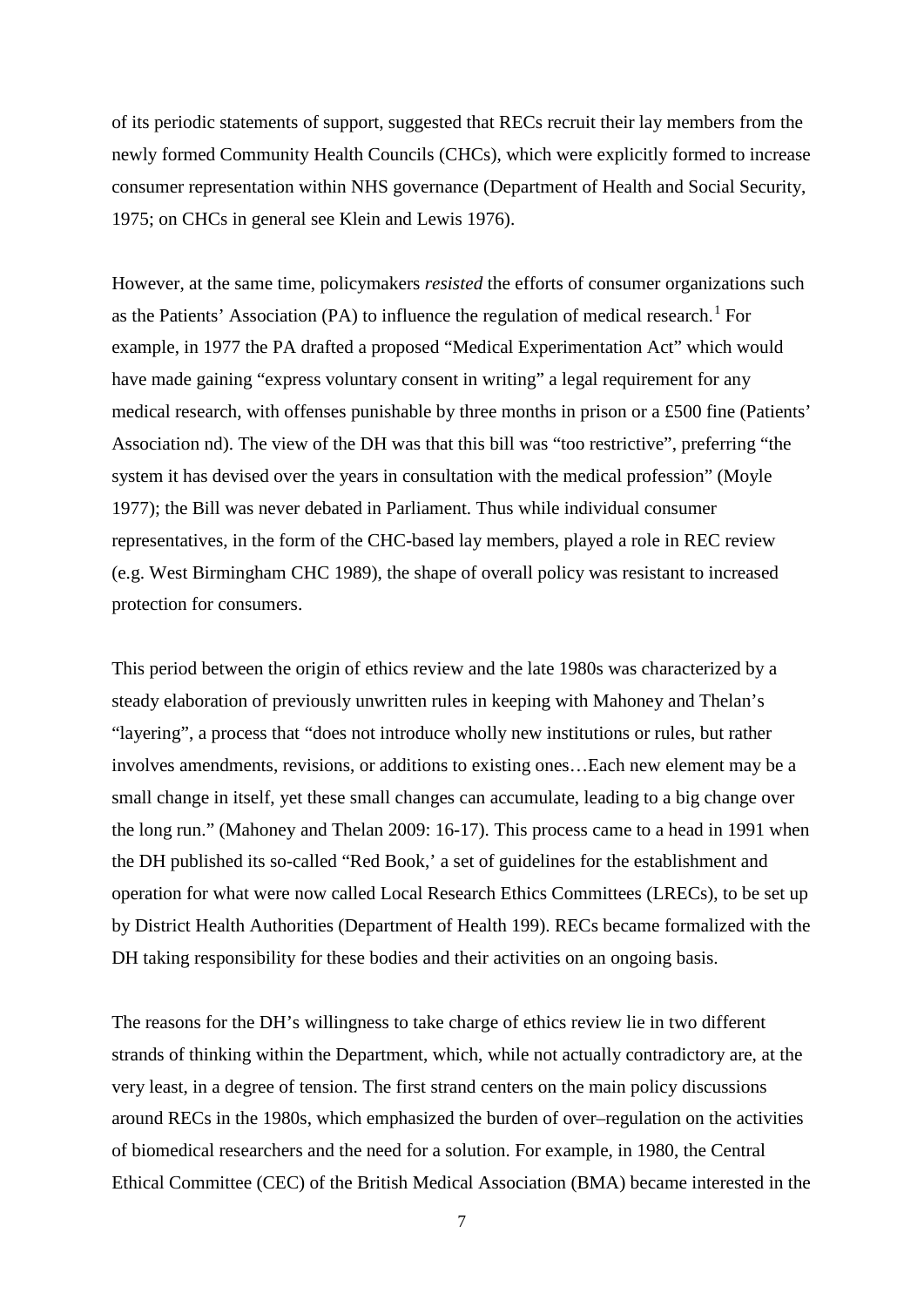of its periodic statements of support, suggested that RECs recruit their lay members from the newly formed Community Health Councils (CHCs), which were explicitly formed to increase consumer representation within NHS governance (Department of Health and Social Security, 1975; on CHCs in general see Klein and Lewis 1976).

However, at the same time, policymakers *resisted* the efforts of consumer organizations such as the Patients' Association (PA) to influence the regulation of medical research.[1] For example, in 1977 the PA drafted a proposed "Medical Experimentation Act" which would have made gaining "express voluntary consent in writing" a legal requirement for any medical research, with offenses punishable by three months in prison or a £500 fine (Patients' Association nd). The view of the DH was that this bill was "too restrictive", preferring "the system it has devised over the years in consultation with the medical profession" (Moyle 1977); the Bill was never debated in Parliament. Thus while individual consumer representatives, in the form of the CHC-based lay members, played a role in REC review (e.g. West Birmingham CHC 1989), the shape of overall policy was resistant to increased protection for consumers.

This period between the origin of ethics review and the late 1980s was characterized by a steady elaboration of previously unwritten rules in keeping with Mahoney and Thelan's "layering", a process that "does not introduce wholly new institutions or rules, but rather involves amendments, revisions, or additions to existing ones…Each new element may be a small change in itself, yet these small changes can accumulate, leading to a big change over the long run." (Mahoney and Thelan 2009: 16-17). This process came to a head in 1991 when the DH published its so-called "Red Book,' a set of guidelines for the establishment and operation for what were now called Local Research Ethics Committees (LRECs), to be set up by District Health Authorities (Department of Health 199). RECs became formalized with the DH taking responsibility for these bodies and their activities on an ongoing basis.

The reasons for the DH's willingness to take charge of ethics review lie in two different strands of thinking within the Department, which, while not actually contradictory are, at the very least, in a degree of tension. The first strand centers on the main policy discussions around RECs in the 1980s, which emphasized the burden of over–regulation on the activities of biomedical researchers and the need for a solution. For example, in 1980, the Central Ethical Committee (CEC) of the British Medical Association (BMA) became interested in the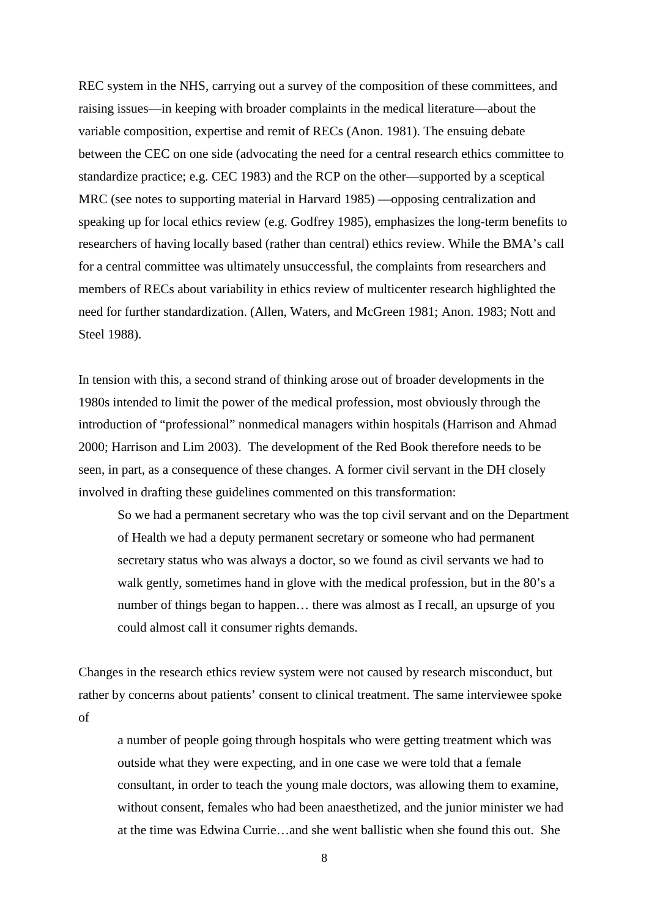REC system in the NHS, carrying out a survey of the composition of these committees, and raising issues—in keeping with broader complaints in the medical literature—about the variable composition, expertise and remit of RECs (Anon. 1981). The ensuing debate between the CEC on one side (advocating the need for a central research ethics committee to standardize practice; e.g. CEC 1983) and the RCP on the other—supported by a sceptical MRC (see notes to supporting material in Harvard 1985) —opposing centralization and speaking up for local ethics review (e.g. Godfrey 1985), emphasizes the long-term benefits to researchers of having locally based (rather than central) ethics review. While the BMA's call for a central committee was ultimately unsuccessful, the complaints from researchers and members of RECs about variability in ethics review of multicenter research highlighted the need for further standardization. (Allen, Waters, and McGreen 1981; Anon. 1983; Nott and Steel 1988).

In tension with this, a second strand of thinking arose out of broader developments in the 1980s intended to limit the power of the medical profession, most obviously through the introduction of "professional" nonmedical managers within hospitals (Harrison and Ahmad 2000; Harrison and Lim 2003). The development of the Red Book therefore needs to be seen, in part, as a consequence of these changes. A former civil servant in the DH closely involved in drafting these guidelines commented on this transformation:

> So we had a permanent secretary who was the top civil servant and on the Department of Health we had a deputy permanent secretary or someone who had permanent secretary status who was always a doctor, so we found as civil servants we had to walk gently, sometimes hand in glove with the medical profession, but in the 80's a number of things began to happen… there was almost as I recall, an upsurge of you could almost call it consumer rights demands.

Changes in the research ethics review system were not caused by research misconduct, but rather by concerns about patients' consent to clinical treatment. The same interviewee spoke of

> a number of people going through hospitals who were getting treatment which was outside what they were expecting, and in one case we were told that a female consultant, in order to teach the young male doctors, was allowing them to examine, without consent, females who had been anaesthetized, and the junior minister we had at the time was Edwina Currie…and she went ballistic when she found this out. She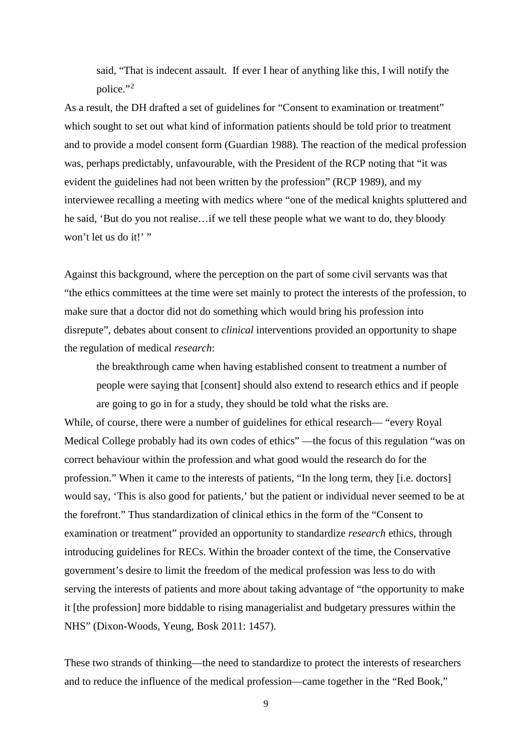> said, "That is indecent assault. If ever I hear of anything like this, I will notify the police."[2]

As a result, the DH drafted a set of guidelines for "Consent to examination or treatment" which sought to set out what kind of information patients should be told prior to treatment and to provide a model consent form (Guardian 1988). The reaction of the medical profession was, perhaps predictably, unfavourable, with the President of the RCP noting that "it was evident the guidelines had not been written by the profession" (RCP 1989), and my interviewee recalling a meeting with medics where "one of the medical knights spluttered and he said, 'But do you not realise…if we tell these people what we want to do, they bloody won't let us do it!' "

Against this background, where the perception on the part of some civil servants was that "the ethics committees at the time were set mainly to protect the interests of the profession, to make sure that a doctor did not do something which would bring his profession into disrepute", debates about consent to *clinical* interventions provided an opportunity to shape the regulation of medical *research*:

> the breakthrough came when having established consent to treatment a number of people were saying that [consent] should also extend to research ethics and if people are going to go in for a study, they should be told what the risks are.

While, of course, there were a number of guidelines for ethical research— "every Royal Medical College probably had its own codes of ethics" —the focus of this regulation "was on correct behaviour within the profession and what good would the research do for the profession." When it came to the interests of patients, "In the long term, they [i.e. doctors] would say, 'This is also good for patients,' but the patient or individual never seemed to be at the forefront." Thus standardization of clinical ethics in the form of the "Consent to examination or treatment" provided an opportunity to standardize *research* ethics, through introducing guidelines for RECs. Within the broader context of the time, the Conservative government's desire to limit the freedom of the medical profession was less to do with serving the interests of patients and more about taking advantage of "the opportunity to make it [the profession] more biddable to rising managerialist and budgetary pressures within the NHS" (Dixon-Woods, Yeung, Bosk 2011: 1457).

These two strands of thinking—the need to standardize to protect the interests of researchers and to reduce the influence of the medical profession—came together in the "Red Book,"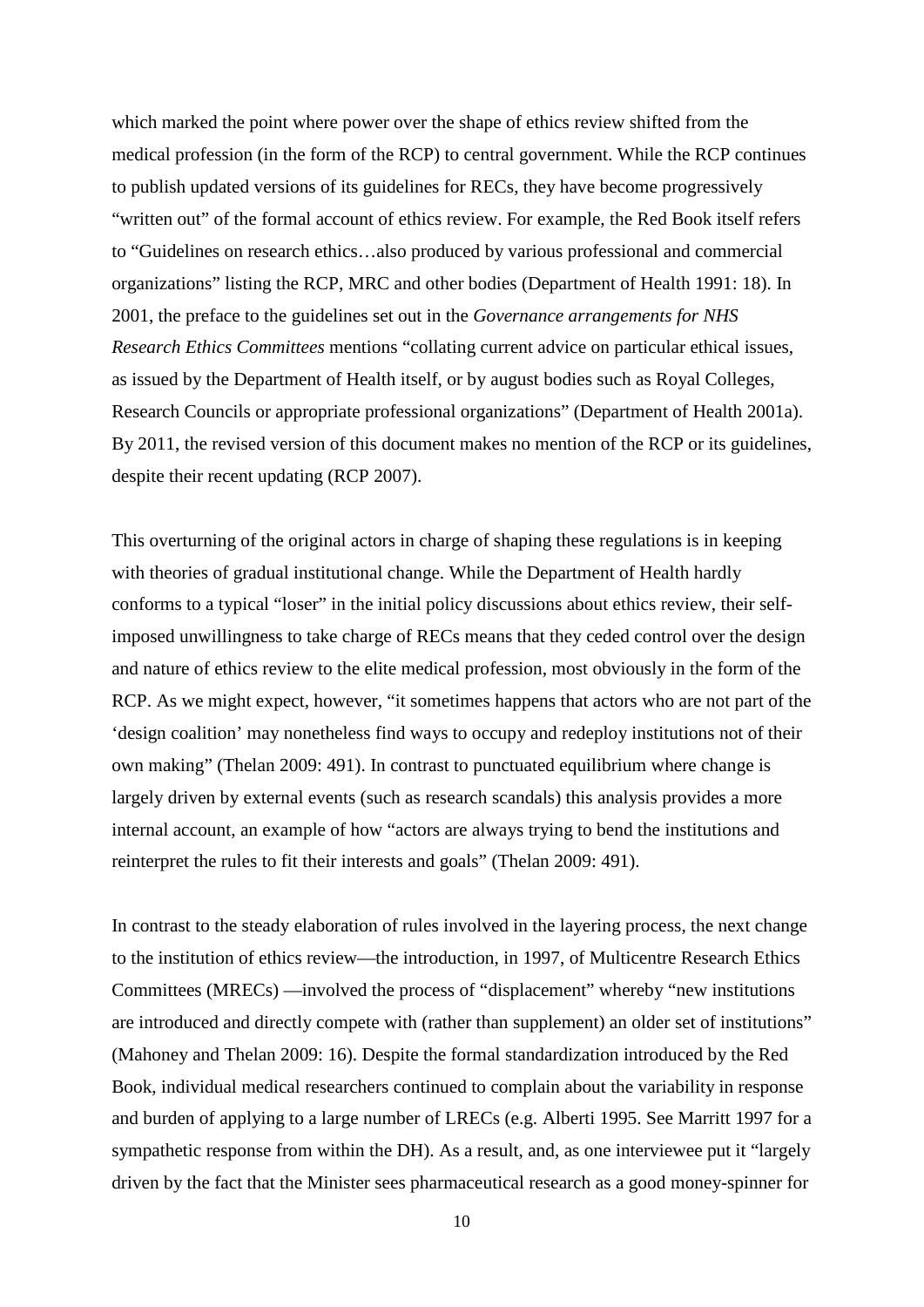which marked the point where power over the shape of ethics review shifted from the medical profession (in the form of the RCP) to central government. While the RCP continues to publish updated versions of its guidelines for RECs, they have become progressively "written out" of the formal account of ethics review. For example, the Red Book itself refers to "Guidelines on research ethics…also produced by various professional and commercial organizations" listing the RCP, MRC and other bodies (Department of Health 1991: 18). In 2001, the preface to the guidelines set out in the *Governance arrangements for NHS Research Ethics Committees* mentions "collating current advice on particular ethical issues, as issued by the Department of Health itself, or by august bodies such as Royal Colleges, Research Councils or appropriate professional organizations" (Department of Health 2001a). By 2011, the revised version of this document makes no mention of the RCP or its guidelines, despite their recent updating (RCP 2007).

This overturning of the original actors in charge of shaping these regulations is in keeping with theories of gradual institutional change. While the Department of Health hardly conforms to a typical "loser" in the initial policy discussions about ethics review, their self-imposed unwillingness to take charge of RECs means that they ceded control over the design and nature of ethics review to the elite medical profession, most obviously in the form of the RCP. As we might expect, however, "it sometimes happens that actors who are not part of the 'design coalition' may nonetheless find ways to occupy and redeploy institutions not of their own making" (Thelan 2009: 491). In contrast to punctuated equilibrium where change is largely driven by external events (such as research scandals) this analysis provides a more internal account, an example of how "actors are always trying to bend the institutions and reinterpret the rules to fit their interests and goals" (Thelan 2009: 491).

In contrast to the steady elaboration of rules involved in the layering process, the next change to the institution of ethics review—the introduction, in 1997, of Multicentre Research Ethics Committees (MRECs) —involved the process of "displacement" whereby "new institutions are introduced and directly compete with (rather than supplement) an older set of institutions" (Mahoney and Thelan 2009: 16). Despite the formal standardization introduced by the Red Book, individual medical researchers continued to complain about the variability in response and burden of applying to a large number of LRECs (e.g. Alberti 1995. See Marritt 1997 for a sympathetic response from within the DH). As a result, and, as one interviewee put it "largely driven by the fact that the Minister sees pharmaceutical research as a good money-spinner for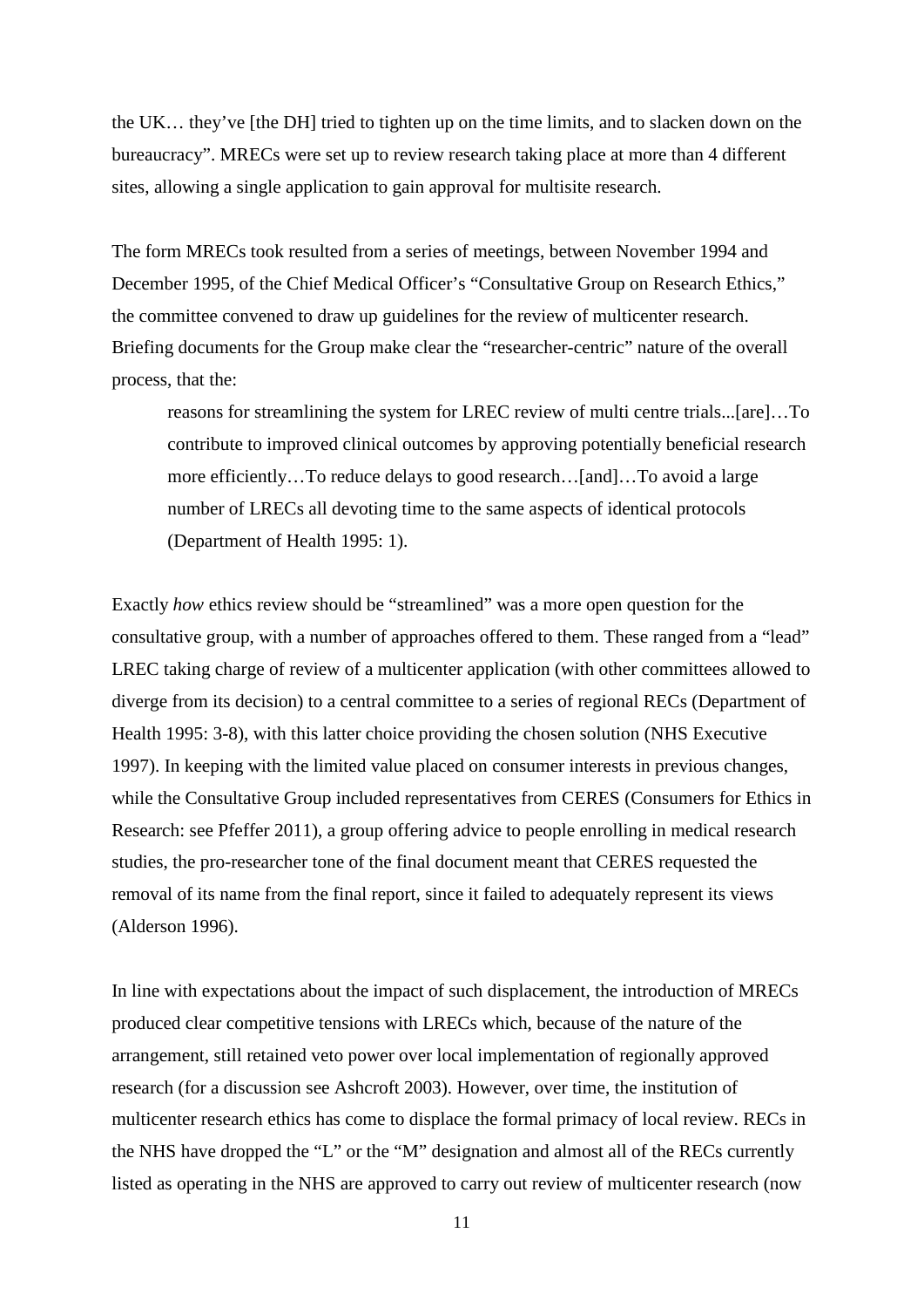the UK… they've [the DH] tried to tighten up on the time limits, and to slacken down on the bureaucracy". MRECs were set up to review research taking place at more than 4 different sites, allowing a single application to gain approval for multisite research.

The form MRECs took resulted from a series of meetings, between November 1994 and December 1995, of the Chief Medical Officer's "Consultative Group on Research Ethics," the committee convened to draw up guidelines for the review of multicenter research. Briefing documents for the Group make clear the "researcher-centric" nature of the overall process, that the:

> reasons for streamlining the system for LREC review of multi centre trials...[are]…To contribute to improved clinical outcomes by approving potentially beneficial research more efficiently…To reduce delays to good research…[and]…To avoid a large number of LRECs all devoting time to the same aspects of identical protocols (Department of Health 1995: 1).

Exactly *how* ethics review should be "streamlined" was a more open question for the consultative group, with a number of approaches offered to them. These ranged from a "lead" LREC taking charge of review of a multicenter application (with other committees allowed to diverge from its decision) to a central committee to a series of regional RECs (Department of Health 1995: 3-8), with this latter choice providing the chosen solution (NHS Executive 1997). In keeping with the limited value placed on consumer interests in previous changes, while the Consultative Group included representatives from CERES (Consumers for Ethics in Research: see Pfeffer 2011), a group offering advice to people enrolling in medical research studies, the pro-researcher tone of the final document meant that CERES requested the removal of its name from the final report, since it failed to adequately represent its views (Alderson 1996).

In line with expectations about the impact of such displacement, the introduction of MRECs produced clear competitive tensions with LRECs which, because of the nature of the arrangement, still retained veto power over local implementation of regionally approved research (for a discussion see Ashcroft 2003). However, over time, the institution of multicenter research ethics has come to displace the formal primacy of local review. RECs in the NHS have dropped the "L" or the "M" designation and almost all of the RECs currently listed as operating in the NHS are approved to carry out review of multicenter research (now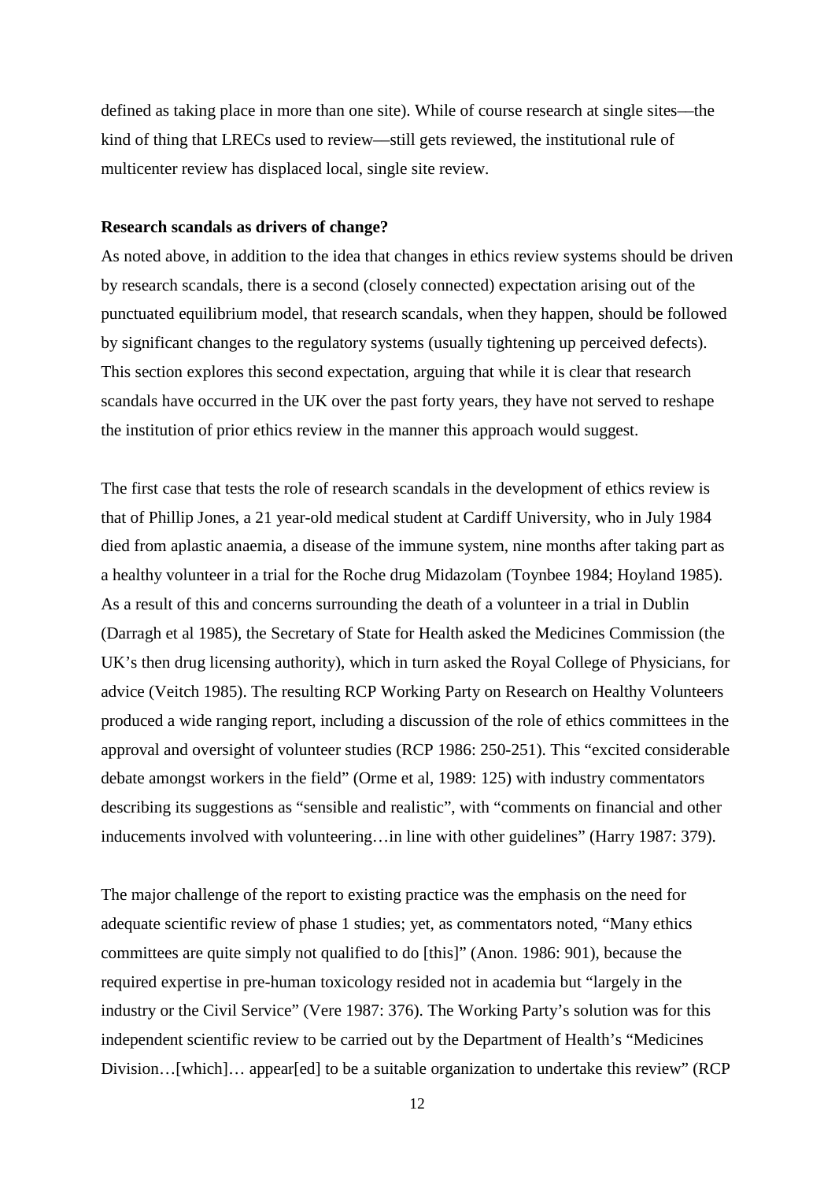defined as taking place in more than one site). While of course research at single sites—the kind of thing that LRECs used to review—still gets reviewed, the institutional rule of multicenter review has displaced local, single site review.

**Research scandals as drivers of change?**

As noted above, in addition to the idea that changes in ethics review systems should be driven by research scandals, there is a second (closely connected) expectation arising out of the punctuated equilibrium model, that research scandals, when they happen, should be followed by significant changes to the regulatory systems (usually tightening up perceived defects). This section explores this second expectation, arguing that while it is clear that research scandals have occurred in the UK over the past forty years, they have not served to reshape the institution of prior ethics review in the manner this approach would suggest.

The first case that tests the role of research scandals in the development of ethics review is that of Phillip Jones, a 21 year-old medical student at Cardiff University, who in July 1984 died from aplastic anaemia, a disease of the immune system, nine months after taking part as a healthy volunteer in a trial for the Roche drug Midazolam (Toynbee 1984; Hoyland 1985). As a result of this and concerns surrounding the death of a volunteer in a trial in Dublin (Darragh et al 1985), the Secretary of State for Health asked the Medicines Commission (the UK's then drug licensing authority), which in turn asked the Royal College of Physicians, for advice (Veitch 1985). The resulting RCP Working Party on Research on Healthy Volunteers produced a wide ranging report, including a discussion of the role of ethics committees in the approval and oversight of volunteer studies (RCP 1986: 250-251). This "excited considerable debate amongst workers in the field" (Orme et al, 1989: 125) with industry commentators describing its suggestions as "sensible and realistic", with "comments on financial and other inducements involved with volunteering…in line with other guidelines" (Harry 1987: 379).

The major challenge of the report to existing practice was the emphasis on the need for adequate scientific review of phase 1 studies; yet, as commentators noted, "Many ethics committees are quite simply not qualified to do [this]" (Anon. 1986: 901), because the required expertise in pre-human toxicology resided not in academia but "largely in the industry or the Civil Service" (Vere 1987: 376). The Working Party's solution was for this independent scientific review to be carried out by the Department of Health's "Medicines Division…[which]… appear[ed] to be a suitable organization to undertake this review" (RCP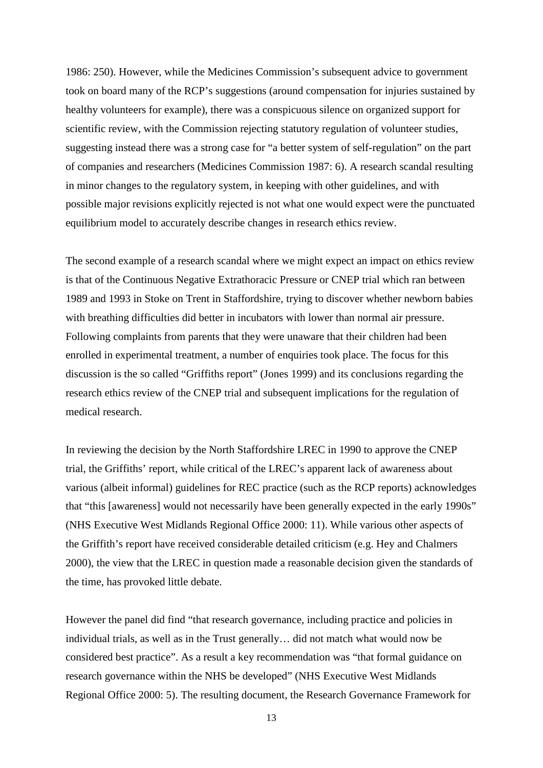1986: 250). However, while the Medicines Commission's subsequent advice to government took on board many of the RCP's suggestions (around compensation for injuries sustained by healthy volunteers for example), there was a conspicuous silence on organized support for scientific review, with the Commission rejecting statutory regulation of volunteer studies, suggesting instead there was a strong case for "a better system of self-regulation" on the part of companies and researchers (Medicines Commission 1987: 6). A research scandal resulting in minor changes to the regulatory system, in keeping with other guidelines, and with possible major revisions explicitly rejected is not what one would expect were the punctuated equilibrium model to accurately describe changes in research ethics review.

The second example of a research scandal where we might expect an impact on ethics review is that of the Continuous Negative Extrathoracic Pressure or CNEP trial which ran between 1989 and 1993 in Stoke on Trent in Staffordshire, trying to discover whether newborn babies with breathing difficulties did better in incubators with lower than normal air pressure. Following complaints from parents that they were unaware that their children had been enrolled in experimental treatment, a number of enquiries took place. The focus for this discussion is the so called "Griffiths report" (Jones 1999) and its conclusions regarding the research ethics review of the CNEP trial and subsequent implications for the regulation of medical research.

In reviewing the decision by the North Staffordshire LREC in 1990 to approve the CNEP trial, the Griffiths' report, while critical of the LREC's apparent lack of awareness about various (albeit informal) guidelines for REC practice (such as the RCP reports) acknowledges that "this [awareness] would not necessarily have been generally expected in the early 1990s" (NHS Executive West Midlands Regional Office 2000: 11). While various other aspects of the Griffith's report have received considerable detailed criticism (e.g. Hey and Chalmers 2000), the view that the LREC in question made a reasonable decision given the standards of the time, has provoked little debate.

However the panel did find "that research governance, including practice and policies in individual trials, as well as in the Trust generally… did not match what would now be considered best practice". As a result a key recommendation was "that formal guidance on research governance within the NHS be developed" (NHS Executive West Midlands Regional Office 2000: 5). The resulting document, the Research Governance Framework for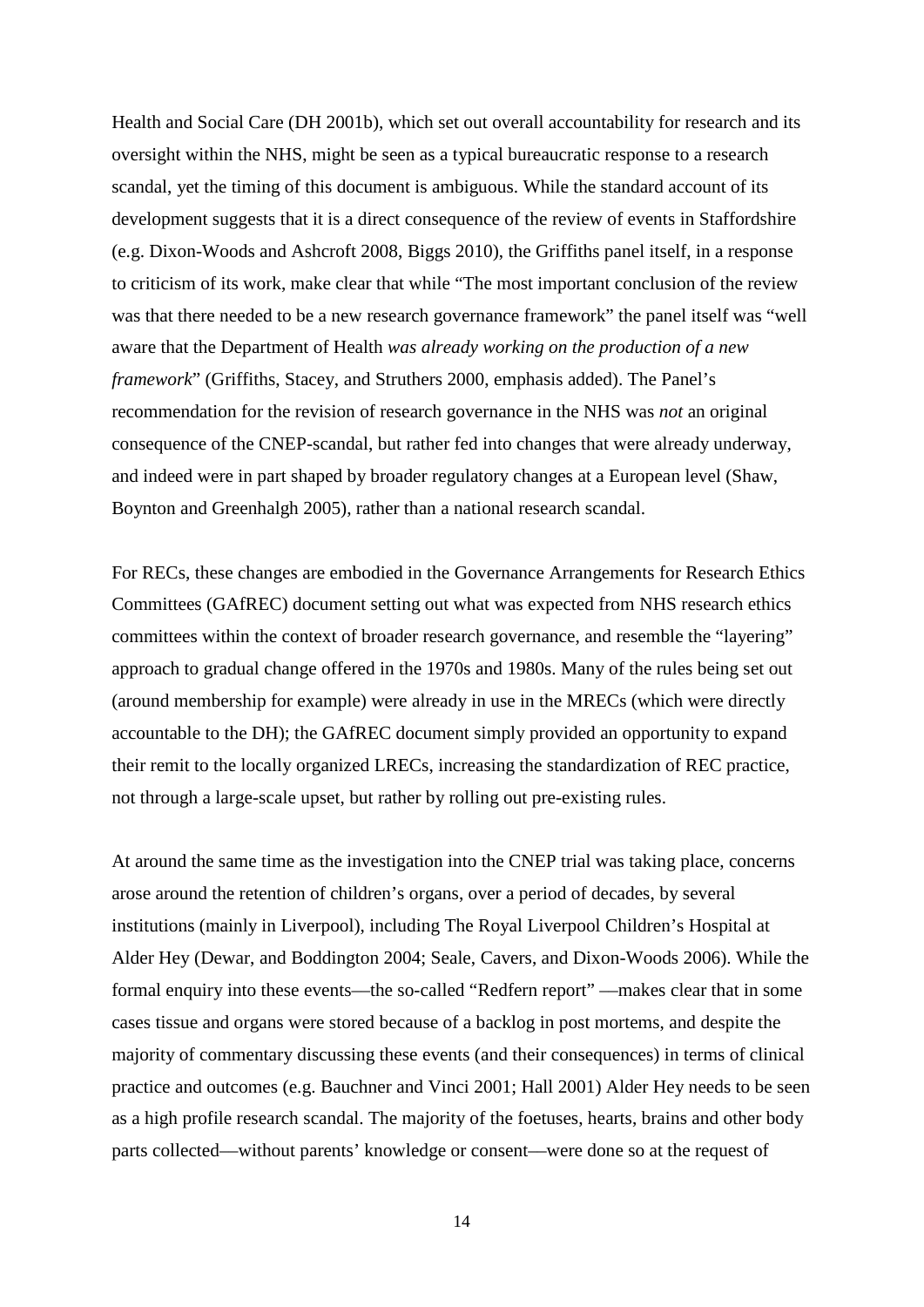Health and Social Care (DH 2001b), which set out overall accountability for research and its oversight within the NHS, might be seen as a typical bureaucratic response to a research scandal, yet the timing of this document is ambiguous. While the standard account of its development suggests that it is a direct consequence of the review of events in Staffordshire (e.g. Dixon-Woods and Ashcroft 2008, Biggs 2010), the Griffiths panel itself, in a response to criticism of its work, make clear that while "The most important conclusion of the review was that there needed to be a new research governance framework" the panel itself was "well aware that the Department of Health *was already working on the production of a new framework*" (Griffiths, Stacey, and Struthers 2000, emphasis added). The Panel's recommendation for the revision of research governance in the NHS was *not* an original consequence of the CNEP-scandal, but rather fed into changes that were already underway, and indeed were in part shaped by broader regulatory changes at a European level (Shaw, Boynton and Greenhalgh 2005), rather than a national research scandal.

For RECs, these changes are embodied in the Governance Arrangements for Research Ethics Committees (GAfREC) document setting out what was expected from NHS research ethics committees within the context of broader research governance, and resemble the "layering" approach to gradual change offered in the 1970s and 1980s. Many of the rules being set out (around membership for example) were already in use in the MRECs (which were directly accountable to the DH); the GAfREC document simply provided an opportunity to expand their remit to the locally organized LRECs, increasing the standardization of REC practice, not through a large-scale upset, but rather by rolling out pre-existing rules.

At around the same time as the investigation into the CNEP trial was taking place, concerns arose around the retention of children's organs, over a period of decades, by several institutions (mainly in Liverpool), including The Royal Liverpool Children's Hospital at Alder Hey (Dewar, and Boddington 2004; Seale, Cavers, and Dixon-Woods 2006). While the formal enquiry into these events—the so-called "Redfern report" —makes clear that in some cases tissue and organs were stored because of a backlog in post mortems, and despite the majority of commentary discussing these events (and their consequences) in terms of clinical practice and outcomes (e.g. Bauchner and Vinci 2001; Hall 2001) Alder Hey needs to be seen as a high profile research scandal. The majority of the foetuses, hearts, brains and other body parts collected—without parents' knowledge or consent—were done so at the request of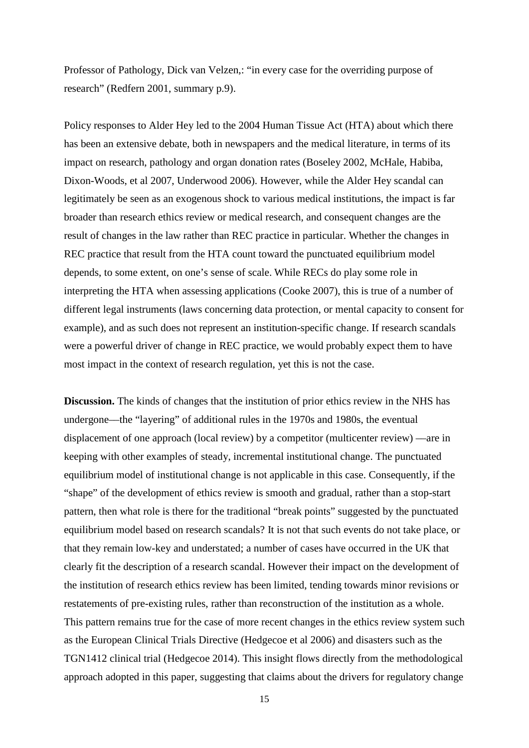Professor of Pathology, Dick van Velzen,: "in every case for the overriding purpose of research" (Redfern 2001, summary p.9).

Policy responses to Alder Hey led to the 2004 Human Tissue Act (HTA) about which there has been an extensive debate, both in newspapers and the medical literature, in terms of its impact on research, pathology and organ donation rates (Boseley 2002, McHale, Habiba, Dixon-Woods, et al 2007, Underwood 2006). However, while the Alder Hey scandal can legitimately be seen as an exogenous shock to various medical institutions, the impact is far broader than research ethics review or medical research, and consequent changes are the result of changes in the law rather than REC practice in particular. Whether the changes in REC practice that result from the HTA count toward the punctuated equilibrium model depends, to some extent, on one's sense of scale. While RECs do play some role in interpreting the HTA when assessing applications (Cooke 2007), this is true of a number of different legal instruments (laws concerning data protection, or mental capacity to consent for example), and as such does not represent an institution-specific change. If research scandals were a powerful driver of change in REC practice, we would probably expect them to have most impact in the context of research regulation, yet this is not the case.

**Discussion.** The kinds of changes that the institution of prior ethics review in the NHS has undergone—the "layering" of additional rules in the 1970s and 1980s, the eventual displacement of one approach (local review) by a competitor (multicenter review) —are in keeping with other examples of steady, incremental institutional change. The punctuated equilibrium model of institutional change is not applicable in this case. Consequently, if the "shape" of the development of ethics review is smooth and gradual, rather than a stop-start pattern, then what role is there for the traditional "break points" suggested by the punctuated equilibrium model based on research scandals? It is not that such events do not take place, or that they remain low-key and understated; a number of cases have occurred in the UK that clearly fit the description of a research scandal. However their impact on the development of the institution of research ethics review has been limited, tending towards minor revisions or restatements of pre-existing rules, rather than reconstruction of the institution as a whole. This pattern remains true for the case of more recent changes in the ethics review system such as the European Clinical Trials Directive (Hedgecoe et al 2006) and disasters such as the TGN1412 clinical trial (Hedgecoe 2014). This insight flows directly from the methodological approach adopted in this paper, suggesting that claims about the drivers for regulatory change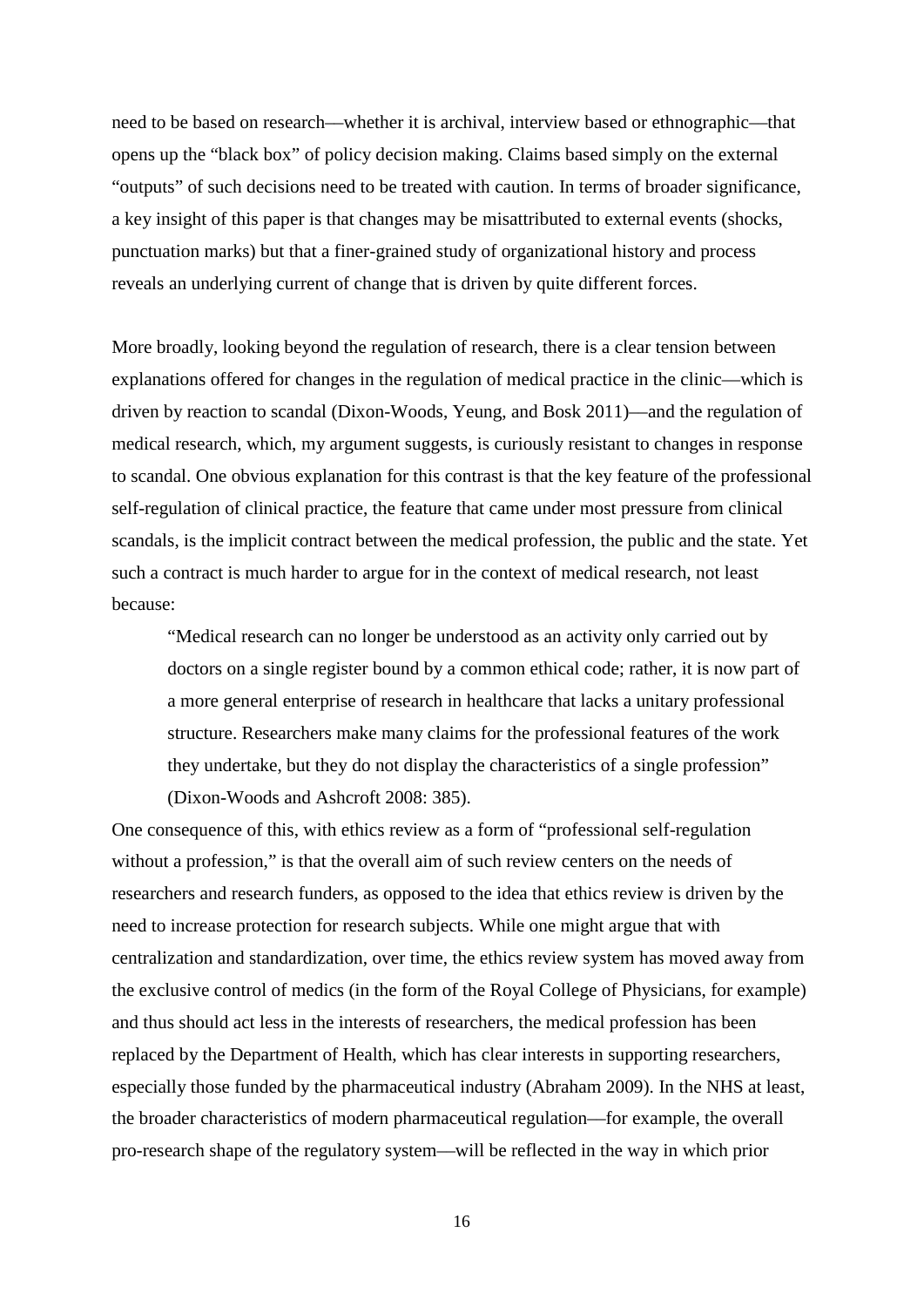need to be based on research—whether it is archival, interview based or ethnographic—that opens up the "black box" of policy decision making. Claims based simply on the external "outputs" of such decisions need to be treated with caution. In terms of broader significance, a key insight of this paper is that changes may be misattributed to external events (shocks, punctuation marks) but that a finer-grained study of organizational history and process reveals an underlying current of change that is driven by quite different forces.

More broadly, looking beyond the regulation of research, there is a clear tension between explanations offered for changes in the regulation of medical practice in the clinic—which is driven by reaction to scandal (Dixon-Woods, Yeung, and Bosk 2011)—and the regulation of medical research, which, my argument suggests, is curiously resistant to changes in response to scandal. One obvious explanation for this contrast is that the key feature of the professional self-regulation of clinical practice, the feature that came under most pressure from clinical scandals, is the implicit contract between the medical profession, the public and the state. Yet such a contract is much harder to argue for in the context of medical research, not least because:

> "Medical research can no longer be understood as an activity only carried out by doctors on a single register bound by a common ethical code; rather, it is now part of a more general enterprise of research in healthcare that lacks a unitary professional structure. Researchers make many claims for the professional features of the work they undertake, but they do not display the characteristics of a single profession" (Dixon-Woods and Ashcroft 2008: 385).

One consequence of this, with ethics review as a form of "professional self-regulation without a profession," is that the overall aim of such review centers on the needs of researchers and research funders, as opposed to the idea that ethics review is driven by the need to increase protection for research subjects. While one might argue that with centralization and standardization, over time, the ethics review system has moved away from the exclusive control of medics (in the form of the Royal College of Physicians, for example) and thus should act less in the interests of researchers, the medical profession has been replaced by the Department of Health, which has clear interests in supporting researchers, especially those funded by the pharmaceutical industry (Abraham 2009). In the NHS at least, the broader characteristics of modern pharmaceutical regulation—for example, the overall pro-research shape of the regulatory system—will be reflected in the way in which prior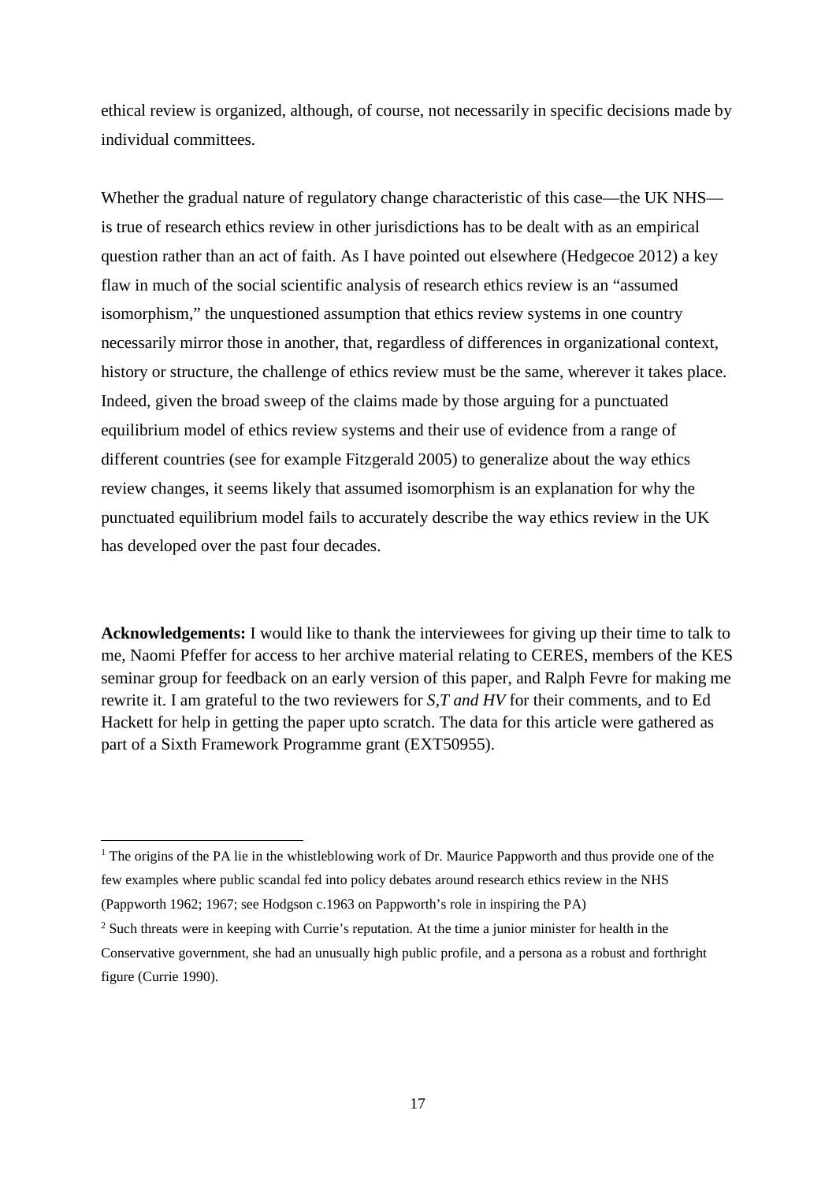ethical review is organized, although, of course, not necessarily in specific decisions made by individual committees.

Whether the gradual nature of regulatory change characteristic of this case—the UK NHS—is true of research ethics review in other jurisdictions has to be dealt with as an empirical question rather than an act of faith. As I have pointed out elsewhere (Hedgecoe 2012) a key flaw in much of the social scientific analysis of research ethics review is an "assumed isomorphism," the unquestioned assumption that ethics review systems in one country necessarily mirror those in another, that, regardless of differences in organizational context, history or structure, the challenge of ethics review must be the same, wherever it takes place. Indeed, given the broad sweep of the claims made by those arguing for a punctuated equilibrium model of ethics review systems and their use of evidence from a range of different countries (see for example Fitzgerald 2005) to generalize about the way ethics review changes, it seems likely that assumed isomorphism is an explanation for why the punctuated equilibrium model fails to accurately describe the way ethics review in the UK has developed over the past four decades.

**Acknowledgements:** I would like to thank the interviewees for giving up their time to talk to me, Naomi Pfeffer for access to her archive material relating to CERES, members of the KES seminar group for feedback on an early version of this paper, and Ralph Fevre for making me rewrite it. I am grateful to the two reviewers for *S,T and HV* for their comments, and to Ed Hackett for help in getting the paper upto scratch. The data for this article were gathered as part of a Sixth Framework Programme grant (EXT50955).

---

[1] The origins of the PA lie in the whistleblowing work of Dr. Maurice Pappworth and thus provide one of the few examples where public scandal fed into policy debates around research ethics review in the NHS (Pappworth 1962; 1967; see Hodgson c.1963 on Pappworth's role in inspiring the PA)

[2] Such threats were in keeping with Currie's reputation. At the time a junior minister for health in the Conservative government, she had an unusually high public profile, and a persona as a robust and forthright figure (Currie 1990).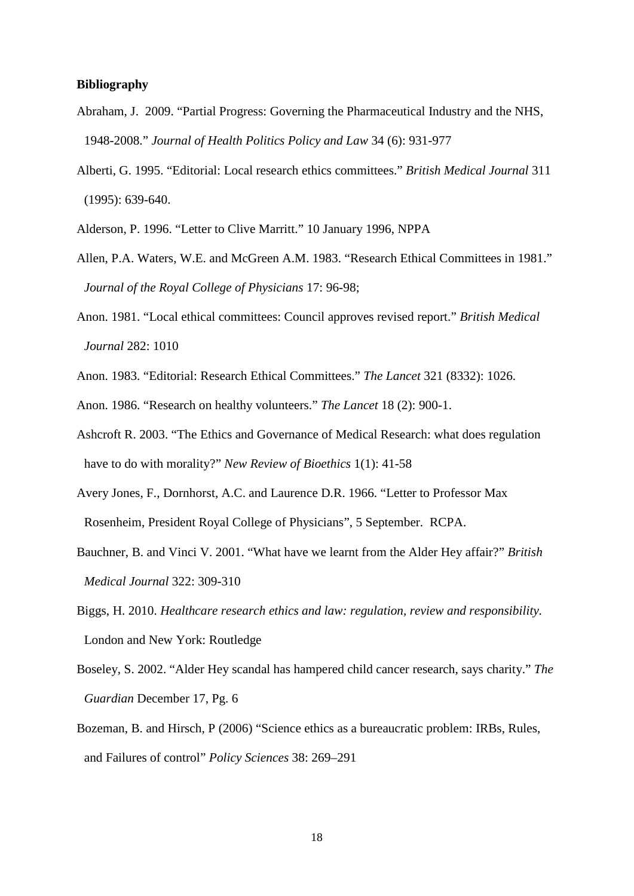**Bibliography**

Abraham, J. 2009. "Partial Progress: Governing the Pharmaceutical Industry and the NHS, 1948-2008." *Journal of Health Politics Policy and Law* 34 (6): 931-977

Alberti, G. 1995. "Editorial: Local research ethics committees." *British Medical Journal* 311 (1995): 639-640.

Alderson, P. 1996. "Letter to Clive Marritt." 10 January 1996, NPPA

Allen, P.A. Waters, W.E. and McGreen A.M. 1983. "Research Ethical Committees in 1981." *Journal of the Royal College of Physicians* 17: 96-98;

Anon. 1981. "Local ethical committees: Council approves revised report." *British Medical Journal* 282: 1010

Anon. 1983. "Editorial: Research Ethical Committees." *The Lancet* 321 (8332): 1026.

Anon. 1986. "Research on healthy volunteers." *The Lancet* 18 (2): 900-1.

Ashcroft R. 2003. "The Ethics and Governance of Medical Research: what does regulation have to do with morality?" *New Review of Bioethics* 1(1): 41-58

Avery Jones, F., Dornhorst, A.C. and Laurence D.R. 1966. "Letter to Professor Max Rosenheim, President Royal College of Physicians", 5 September. RCPA.

Bauchner, B. and Vinci V. 2001. "What have we learnt from the Alder Hey affair?" *British Medical Journal* 322: 309-310

Biggs, H. 2010. *Healthcare research ethics and law: regulation, review and responsibility*. London and New York: Routledge

Boseley, S. 2002. "Alder Hey scandal has hampered child cancer research, says charity." *The Guardian* December 17, Pg. 6

Bozeman, B. and Hirsch, P (2006) "Science ethics as a bureaucratic problem: IRBs, Rules, and Failures of control" *Policy Sciences* 38: 269–291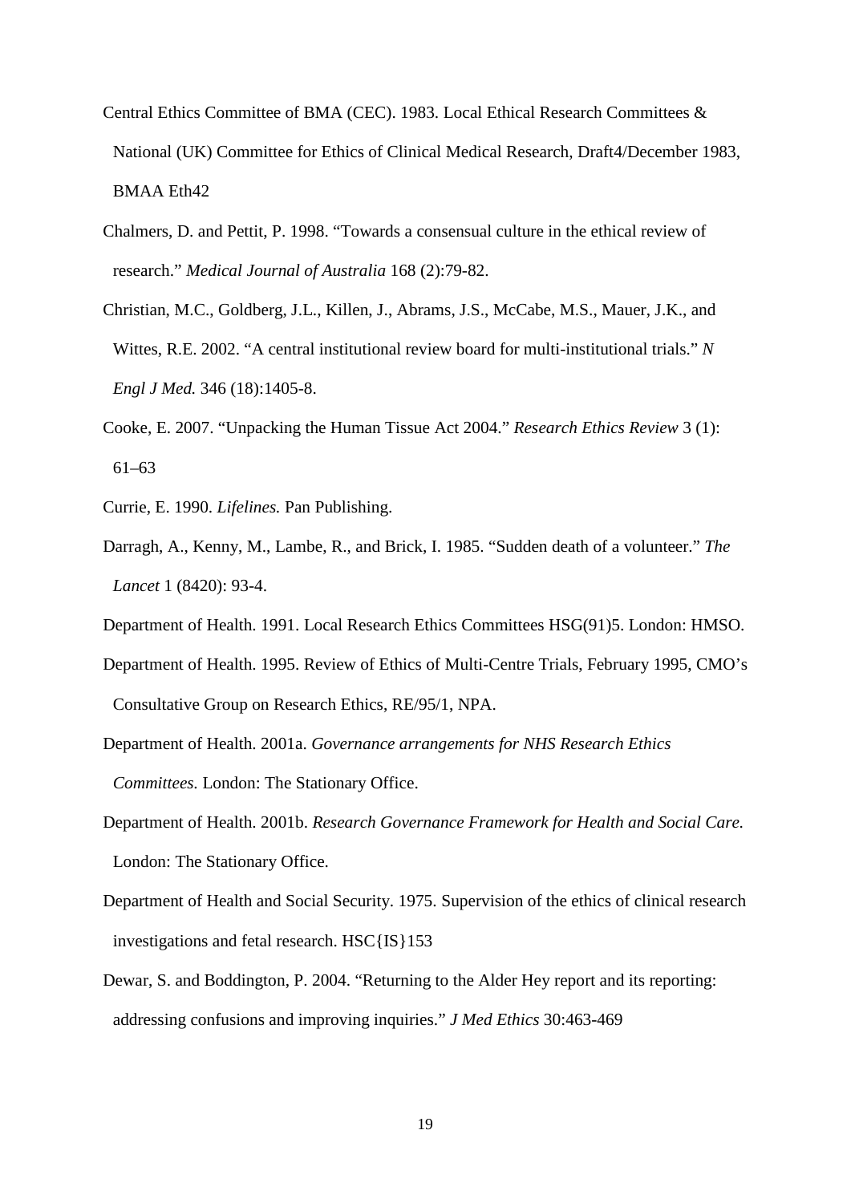Central Ethics Committee of BMA (CEC). 1983. Local Ethical Research Committees & National (UK) Committee for Ethics of Clinical Medical Research, Draft4/December 1983, BMAA Eth42

Chalmers, D. and Pettit, P. 1998. "Towards a consensual culture in the ethical review of research." *Medical Journal of Australia* 168 (2):79-82.

Christian, M.C., Goldberg, J.L., Killen, J., Abrams, J.S., McCabe, M.S., Mauer, J.K., and Wittes, R.E. 2002. "A central institutional review board for multi-institutional trials." *N Engl J Med.* 346 (18):1405-8.

Cooke, E. 2007. "Unpacking the Human Tissue Act 2004." *Research Ethics Review* 3 (1): 61–63

Currie, E. 1990. *Lifelines.* Pan Publishing.

Darragh, A., Kenny, M., Lambe, R., and Brick, I. 1985. "Sudden death of a volunteer." *The Lancet* 1 (8420): 93-4.

Department of Health. 1991. Local Research Ethics Committees HSG(91)5. London: HMSO.

Department of Health. 1995. Review of Ethics of Multi-Centre Trials, February 1995, CMO's Consultative Group on Research Ethics, RE/95/1, NPA.

Department of Health. 2001a. *Governance arrangements for NHS Research Ethics Committees.* London: The Stationary Office.

Department of Health. 2001b. *Research Governance Framework for Health and Social Care.* London: The Stationary Office.

Department of Health and Social Security. 1975. Supervision of the ethics of clinical research investigations and fetal research. HSC{IS}153

Dewar, S. and Boddington, P. 2004. "Returning to the Alder Hey report and its reporting: addressing confusions and improving inquiries." *J Med Ethics* 30:463-469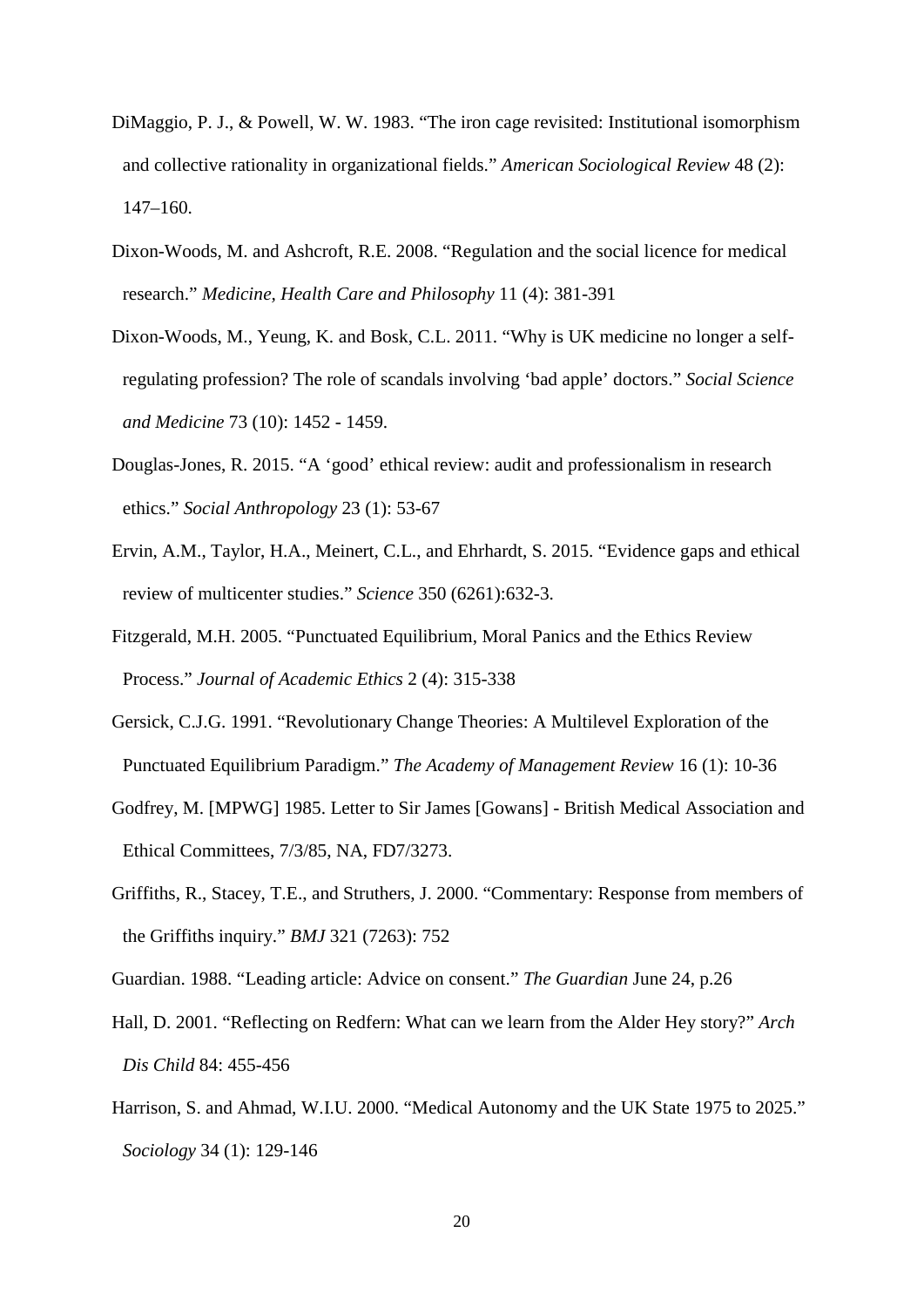DiMaggio, P. J., & Powell, W. W. 1983. “The iron cage revisited: Institutional isomorphism and collective rationality in organizational fields.” *American Sociological Review* 48 (2): 147–160.

Dixon-Woods, M. and Ashcroft, R.E. 2008. “Regulation and the social licence for medical research.” *Medicine, Health Care and Philosophy* 11 (4): 381-391

Dixon-Woods, M., Yeung, K. and Bosk, C.L. 2011. “Why is UK medicine no longer a self-regulating profession? The role of scandals involving ‘bad apple’ doctors.” *Social Science and Medicine* 73 (10): 1452 - 1459.

Douglas-Jones, R. 2015. “A ‘good’ ethical review: audit and professionalism in research ethics.” *Social Anthropology* 23 (1): 53-67

Ervin, A.M., Taylor, H.A., Meinert, C.L., and Ehrhardt, S. 2015. “Evidence gaps and ethical review of multicenter studies.” *Science* 350 (6261):632-3.

Fitzgerald, M.H. 2005. “Punctuated Equilibrium, Moral Panics and the Ethics Review Process.” *Journal of Academic Ethics* 2 (4): 315-338

Gersick, C.J.G. 1991. “Revolutionary Change Theories: A Multilevel Exploration of the Punctuated Equilibrium Paradigm.” *The Academy of Management Review* 16 (1): 10-36

Godfrey, M. [MPWG] 1985. Letter to Sir James [Gowans] - British Medical Association and Ethical Committees, 7/3/85, NA, FD7/3273.

Griffiths, R., Stacey, T.E., and Struthers, J. 2000. “Commentary: Response from members of the Griffiths inquiry.” *BMJ* 321 (7263): 752

Guardian. 1988. “Leading article: Advice on consent.” *The Guardian* June 24, p.26

Hall, D. 2001. “Reflecting on Redfern: What can we learn from the Alder Hey story?” *Arch Dis Child* 84: 455-456

Harrison, S. and Ahmad, W.I.U. 2000. “Medical Autonomy and the UK State 1975 to 2025.” *Sociology* 34 (1): 129-146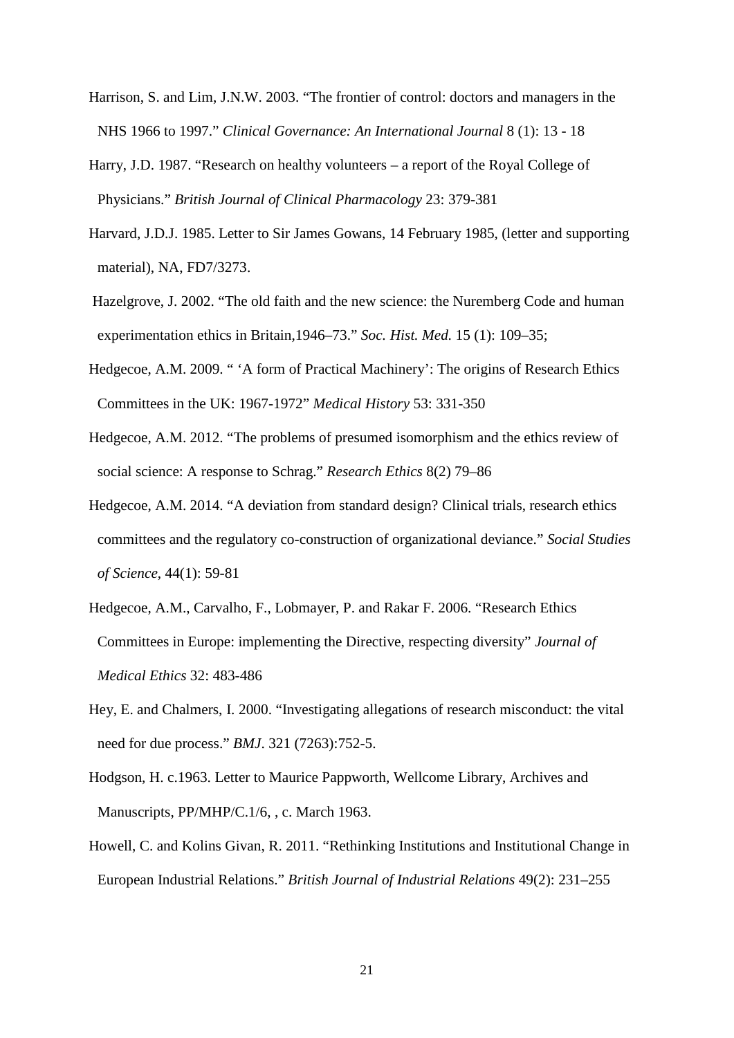Harrison, S. and Lim, J.N.W. 2003. "The frontier of control: doctors and managers in the NHS 1966 to 1997." *Clinical Governance: An International Journal* 8 (1): 13 - 18

Harry, J.D. 1987. "Research on healthy volunteers – a report of the Royal College of Physicians." *British Journal of Clinical Pharmacology* 23: 379-381

Harvard, J.D.J. 1985. Letter to Sir James Gowans, 14 February 1985, (letter and supporting material), NA, FD7/3273.

Hazelgrove, J. 2002. "The old faith and the new science: the Nuremberg Code and human experimentation ethics in Britain,1946–73." *Soc. Hist. Med.* 15 (1): 109–35;

Hedgecoe, A.M. 2009. " 'A form of Practical Machinery': The origins of Research Ethics Committees in the UK: 1967-1972" *Medical History* 53: 331-350

Hedgecoe, A.M. 2012. "The problems of presumed isomorphism and the ethics review of social science: A response to Schrag." *Research Ethics* 8(2) 79–86

Hedgecoe, A.M. 2014. "A deviation from standard design? Clinical trials, research ethics committees and the regulatory co-construction of organizational deviance." *Social Studies of Science*, 44(1): 59-81

Hedgecoe, A.M., Carvalho, F., Lobmayer, P. and Rakar F. 2006. "Research Ethics Committees in Europe: implementing the Directive, respecting diversity" *Journal of Medical Ethics* 32: 483-486

Hey, E. and Chalmers, I. 2000. "Investigating allegations of research misconduct: the vital need for due process." *BMJ.* 321 (7263):752-5.

Hodgson, H. c.1963. Letter to Maurice Pappworth, Wellcome Library, Archives and Manuscripts, PP/MHP/C.1/6, , c. March 1963.

Howell, C. and Kolins Givan, R. 2011. "Rethinking Institutions and Institutional Change in European Industrial Relations." *British Journal of Industrial Relations* 49(2): 231–255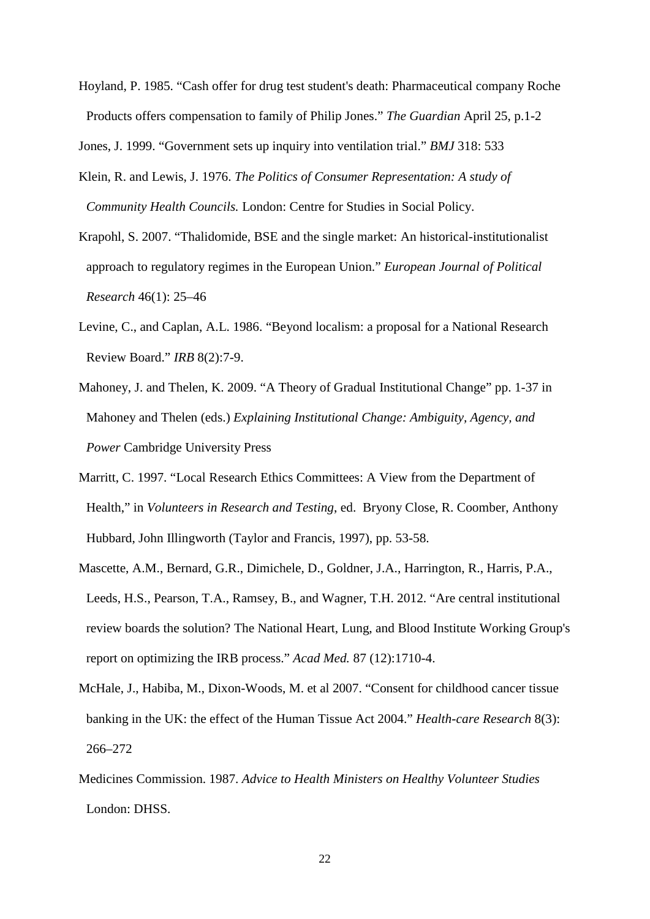Hoyland, P. 1985. "Cash offer for drug test student's death: Pharmaceutical company Roche Products offers compensation to family of Philip Jones." *The Guardian* April 25, p.1-2

Jones, J. 1999. "Government sets up inquiry into ventilation trial." *BMJ* 318: 533

Klein, R. and Lewis, J. 1976. *The Politics of Consumer Representation: A study of Community Health Councils.* London: Centre for Studies in Social Policy.

Krapohl, S. 2007. "Thalidomide, BSE and the single market: An historical-institutionalist approach to regulatory regimes in the European Union." *European Journal of Political Research* 46(1): 25–46

Levine, C., and Caplan, A.L. 1986. "Beyond localism: a proposal for a National Research Review Board." *IRB* 8(2):7-9.

Mahoney, J. and Thelen, K. 2009. "A Theory of Gradual Institutional Change" pp. 1-37 in Mahoney and Thelen (eds.) *Explaining Institutional Change: Ambiguity, Agency, and Power* Cambridge University Press

Marritt, C. 1997. "Local Research Ethics Committees: A View from the Department of Health," in *Volunteers in Research and Testing*, ed. Bryony Close, R. Coomber, Anthony Hubbard, John Illingworth (Taylor and Francis, 1997), pp. 53-58.

Mascette, A.M., Bernard, G.R., Dimichele, D., Goldner, J.A., Harrington, R., Harris, P.A., Leeds, H.S., Pearson, T.A., Ramsey, B., and Wagner, T.H. 2012. "Are central institutional review boards the solution? The National Heart, Lung, and Blood Institute Working Group's report on optimizing the IRB process." *Acad Med.* 87 (12):1710-4.

McHale, J., Habiba, M., Dixon-Woods, M. et al 2007. "Consent for childhood cancer tissue banking in the UK: the effect of the Human Tissue Act 2004." *Health-care Research* 8(3): 266–272

Medicines Commission. 1987. *Advice to Health Ministers on Healthy Volunteer Studies* London: DHSS.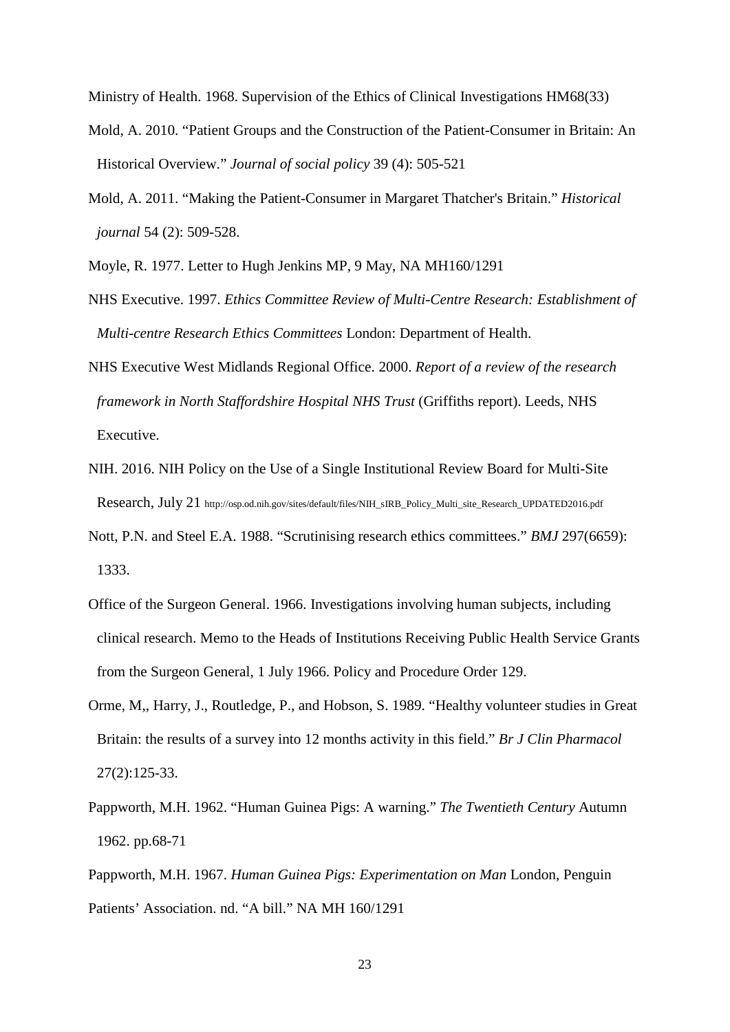Ministry of Health. 1968. Supervision of the Ethics of Clinical Investigations HM68(33)

Mold, A. 2010. "Patient Groups and the Construction of the Patient-Consumer in Britain: An Historical Overview." *Journal of social policy* 39 (4): 505-521

Mold, A. 2011. "Making the Patient-Consumer in Margaret Thatcher's Britain." *Historical journal* 54 (2): 509-528.

Moyle, R. 1977. Letter to Hugh Jenkins MP, 9 May, NA MH160/1291

NHS Executive. 1997. *Ethics Committee Review of Multi-Centre Research: Establishment of Multi-centre Research Ethics Committees* London: Department of Health.

NHS Executive West Midlands Regional Office. 2000. *Report of a review of the research framework in North Staffordshire Hospital NHS Trust* (Griffiths report). Leeds, NHS Executive.

NIH. 2016. NIH Policy on the Use of a Single Institutional Review Board for Multi-Site Research, July 21 http://osp.od.nih.gov/sites/default/files/NIH_sIRB_Policy_Multi_site_Research_UPDATED2016.pdf

Nott, P.N. and Steel E.A. 1988. "Scrutinising research ethics committees." *BMJ* 297(6659): 1333.

Office of the Surgeon General. 1966. Investigations involving human subjects, including clinical research. Memo to the Heads of Institutions Receiving Public Health Service Grants from the Surgeon General, 1 July 1966. Policy and Procedure Order 129.

Orme, M,, Harry, J., Routledge, P., and Hobson, S. 1989. "Healthy volunteer studies in Great Britain: the results of a survey into 12 months activity in this field." *Br J Clin Pharmacol* 27(2):125-33.

Pappworth, M.H. 1962. "Human Guinea Pigs: A warning." *The Twentieth Century* Autumn 1962. pp.68-71

Pappworth, M.H. 1967. *Human Guinea Pigs: Experimentation on Man* London, Penguin

Patients' Association. nd. "A bill." NA MH 160/1291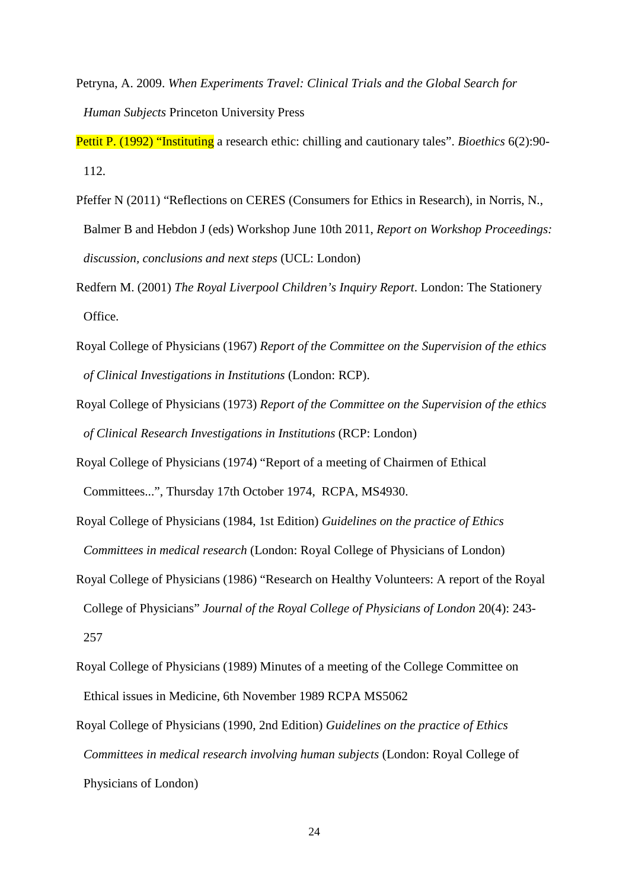Petryna, A. 2009. *When Experiments Travel: Clinical Trials and the Global Search for Human Subjects* Princeton University Press

Pettit P. (1992) "Instituting a research ethic: chilling and cautionary tales". *Bioethics* 6(2):90-112.

Pfeffer N (2011) "Reflections on CERES (Consumers for Ethics in Research), in Norris, N., Balmer B and Hebdon J (eds) Workshop June 10th 2011, *Report on Workshop Proceedings: discussion, conclusions and next steps* (UCL: London)

Redfern M. (2001) *The Royal Liverpool Children's Inquiry Report*. London: The Stationery Office.

Royal College of Physicians (1967) *Report of the Committee on the Supervision of the ethics of Clinical Investigations in Institutions* (London: RCP).

Royal College of Physicians (1973) *Report of the Committee on the Supervision of the ethics of Clinical Research Investigations in Institutions* (RCP: London)

Royal College of Physicians (1974) "Report of a meeting of Chairmen of Ethical Committees...", Thursday 17th October 1974, RCPA, MS4930.

Royal College of Physicians (1984, 1st Edition) *Guidelines on the practice of Ethics Committees in medical research* (London: Royal College of Physicians of London)

Royal College of Physicians (1986) "Research on Healthy Volunteers: A report of the Royal College of Physicians" *Journal of the Royal College of Physicians of London* 20(4): 243-257

Royal College of Physicians (1989) Minutes of a meeting of the College Committee on Ethical issues in Medicine, 6th November 1989 RCPA MS5062

Royal College of Physicians (1990, 2nd Edition) *Guidelines on the practice of Ethics Committees in medical research involving human subjects* (London: Royal College of Physicians of London)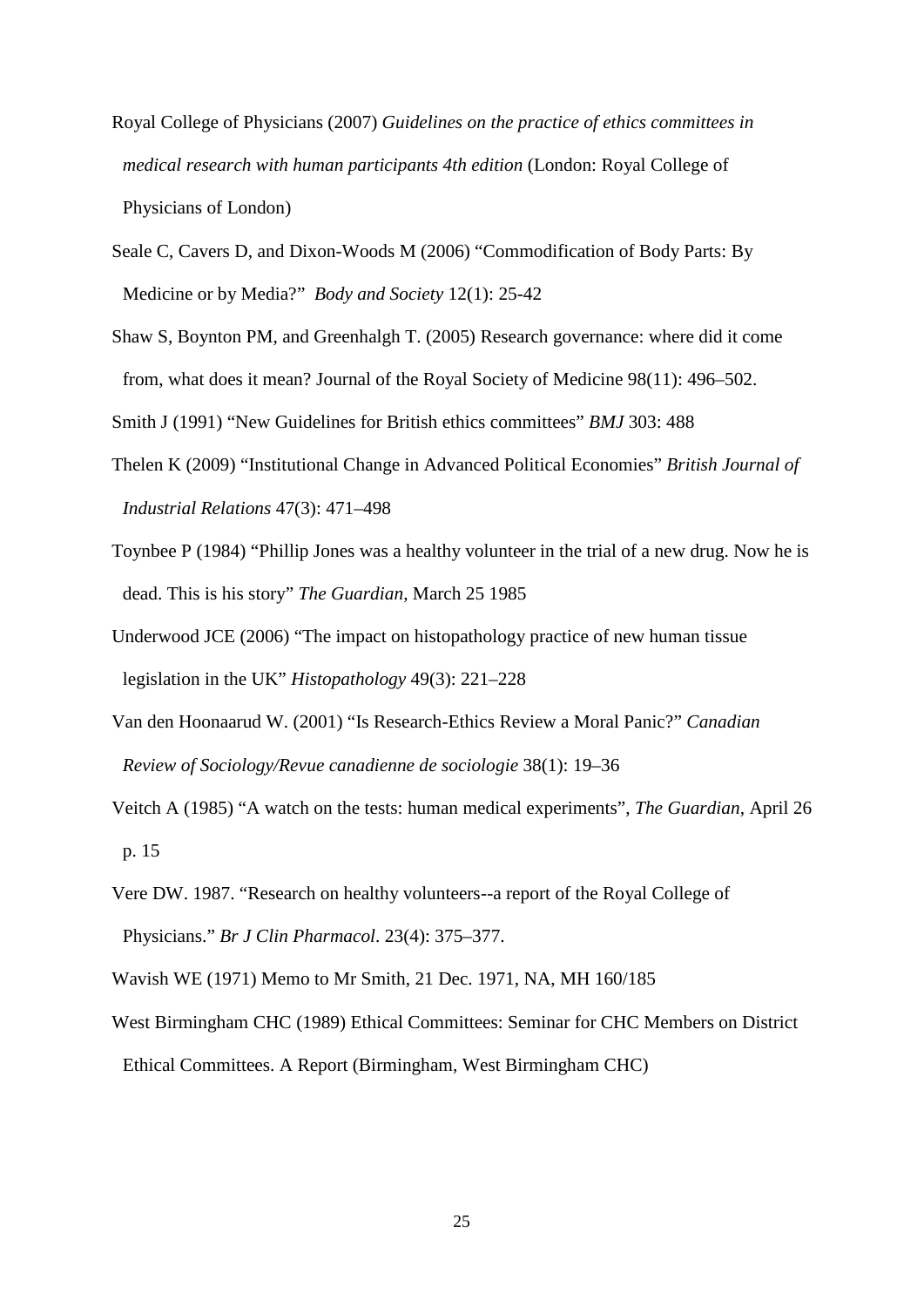Royal College of Physicians (2007) *Guidelines on the practice of ethics committees in medical research with human participants 4th edition* (London: Royal College of Physicians of London)

Seale C, Cavers D, and Dixon-Woods M (2006) "Commodification of Body Parts: By Medicine or by Media?" *Body and Society* 12(1): 25-42

Shaw S, Boynton PM, and Greenhalgh T. (2005) Research governance: where did it come from, what does it mean? Journal of the Royal Society of Medicine 98(11): 496–502.

Smith J (1991) "New Guidelines for British ethics committees" *BMJ* 303: 488

Thelen K (2009) "Institutional Change in Advanced Political Economies" *British Journal of Industrial Relations* 47(3): 471–498

Toynbee P (1984) "Phillip Jones was a healthy volunteer in the trial of a new drug. Now he is dead. This is his story" *The Guardian*, March 25 1985

Underwood JCE (2006) "The impact on histopathology practice of new human tissue legislation in the UK" *Histopathology* 49(3): 221–228

Van den Hoonaarud W. (2001) "Is Research-Ethics Review a Moral Panic?" *Canadian Review of Sociology/Revue canadienne de sociologie* 38(1): 19–36

Veitch A (1985) "A watch on the tests: human medical experiments", *The Guardian*, April 26 p. 15

Vere DW. 1987. "Research on healthy volunteers--a report of the Royal College of Physicians." *Br J Clin Pharmacol*. 23(4): 375–377.

Wavish WE (1971) Memo to Mr Smith, 21 Dec. 1971, NA, MH 160/185

West Birmingham CHC (1989) Ethical Committees: Seminar for CHC Members on District Ethical Committees. A Report (Birmingham, West Birmingham CHC)